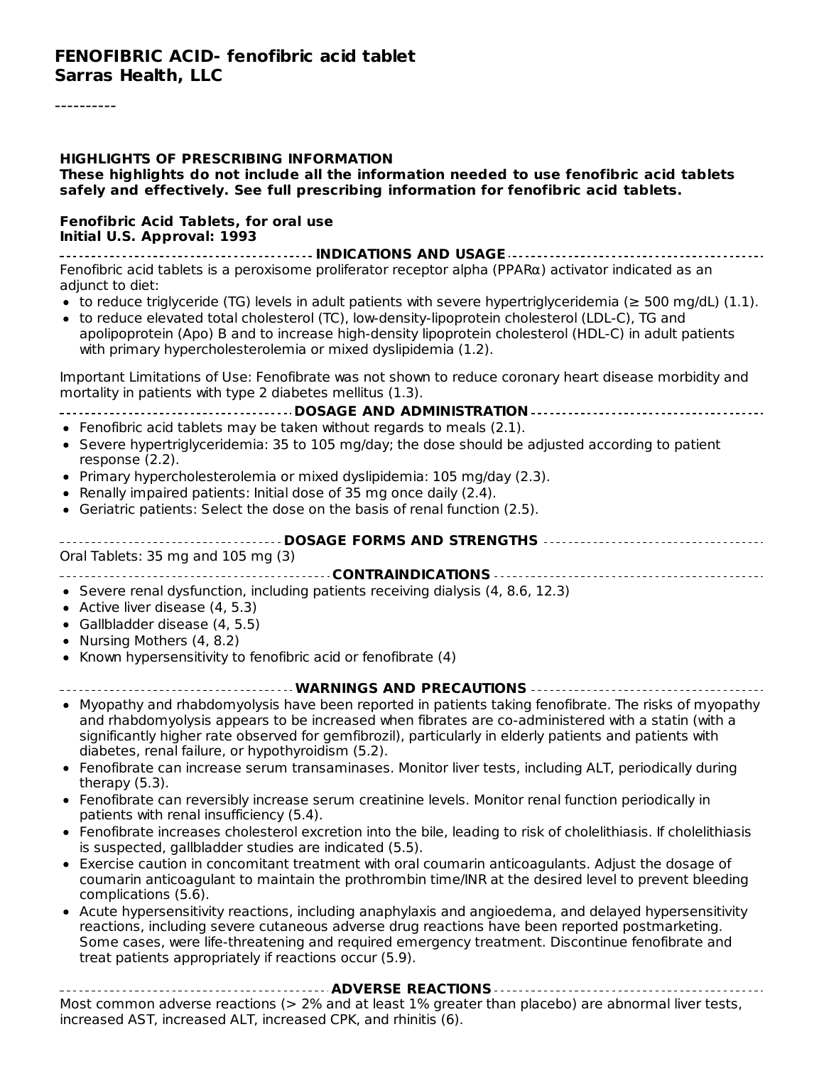# FENOFIBRIC ACID- fenofibric acid tablet
## Sarras Health, LLC

----------

**HIGHLIGHTS OF PRESCRIBING INFORMATION**
**These highlights do not include all the information needed to use fenofibric acid tablets safely and effectively. See full prescribing information for fenofibric acid tablets.**

**Fenofibric Acid Tablets, for oral use**
**Initial U.S. Approval: 1993**

### INDICATIONS AND USAGE

Fenofibric acid tablets is a peroxisome proliferator receptor alpha (PPARα) activator indicated as an adjunct to diet:

- to reduce triglyceride (TG) levels in adult patients with severe hypertriglyceridemia (≥ 500 mg/dL) (1.1).
- to reduce elevated total cholesterol (TC), low-density-lipoprotein cholesterol (LDL-C), TG and apolipoprotein (Apo) B and to increase high-density lipoprotein cholesterol (HDL-C) in adult patients with primary hypercholesterolemia or mixed dyslipidemia (1.2).

Important Limitations of Use: Fenofibrate was not shown to reduce coronary heart disease morbidity and mortality in patients with type 2 diabetes mellitus (1.3).

### DOSAGE AND ADMINISTRATION

- Fenofibric acid tablets may be taken without regards to meals (2.1).
- Severe hypertriglyceridemia: 35 to 105 mg/day; the dose should be adjusted according to patient response (2.2).
- Primary hypercholesterolemia or mixed dyslipidemia: 105 mg/day (2.3).
- Renally impaired patients: Initial dose of 35 mg once daily (2.4).
- Geriatric patients: Select the dose on the basis of renal function (2.5).

### DOSAGE FORMS AND STRENGTHS

Oral Tablets: 35 mg and 105 mg (3)

### CONTRAINDICATIONS

- Severe renal dysfunction, including patients receiving dialysis (4, 8.6, 12.3)
- Active liver disease (4, 5.3)
- Gallbladder disease (4, 5.5)
- Nursing Mothers (4, 8.2)
- Known hypersensitivity to fenofibric acid or fenofibrate (4)

### WARNINGS AND PRECAUTIONS

- Myopathy and rhabdomyolysis have been reported in patients taking fenofibrate. The risks of myopathy and rhabdomyolysis appears to be increased when fibrates are co-administered with a statin (with a significantly higher rate observed for gemfibrozil), particularly in elderly patients and patients with diabetes, renal failure, or hypothyroidism (5.2).
- Fenofibrate can increase serum transaminases. Monitor liver tests, including ALT, periodically during therapy (5.3).
- Fenofibrate can reversibly increase serum creatinine levels. Monitor renal function periodically in patients with renal insufficiency (5.4).
- Fenofibrate increases cholesterol excretion into the bile, leading to risk of cholelithiasis. If cholelithiasis is suspected, gallbladder studies are indicated (5.5).
- Exercise caution in concomitant treatment with oral coumarin anticoagulants. Adjust the dosage of coumarin anticoagulant to maintain the prothrombin time/INR at the desired level to prevent bleeding complications (5.6).
- Acute hypersensitivity reactions, including anaphylaxis and angioedema, and delayed hypersensitivity reactions, including severe cutaneous adverse drug reactions have been reported postmarketing. Some cases, were life-threatening and required emergency treatment. Discontinue fenofibrate and treat patients appropriately if reactions occur (5.9).

### ADVERSE REACTIONS

Most common adverse reactions (> 2% and at least 1% greater than placebo) are abnormal liver tests, increased AST, increased ALT, increased CPK, and rhinitis (6).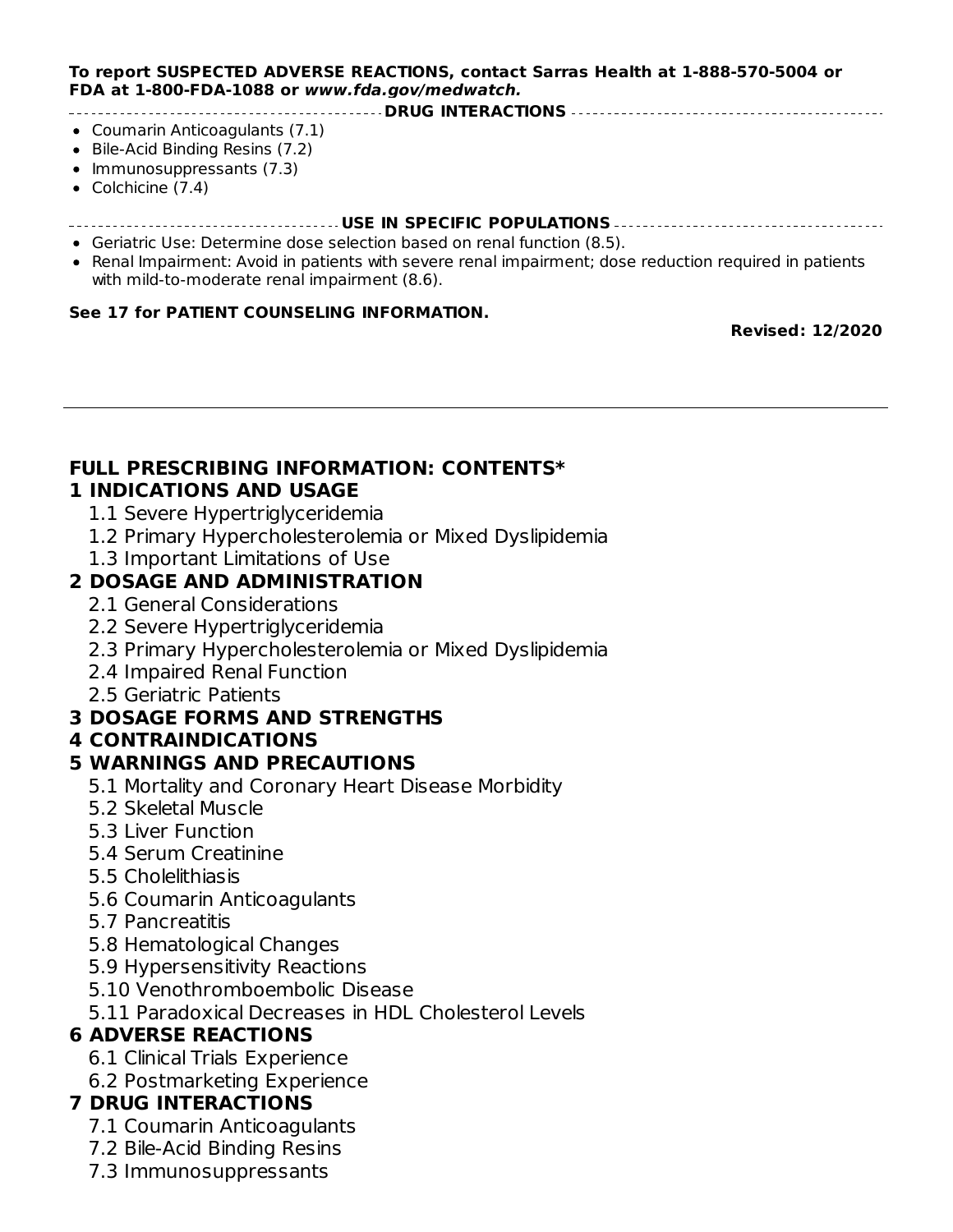**To report SUSPECTED ADVERSE REACTIONS, contact Sarras Health at 1-888-570-5004 or FDA at 1-800-FDA-1088 or *www.fda.gov/medwatch.***

**DRUG INTERACTIONS**

- Coumarin Anticoagulants (7.1)
- Bile-Acid Binding Resins (7.2)
- Immunosuppressants (7.3)
- Colchicine (7.4)

**USE IN SPECIFIC POPULATIONS**

- Geriatric Use: Determine dose selection based on renal function (8.5).
- Renal Impairment: Avoid in patients with severe renal impairment; dose reduction required in patients with mild-to-moderate renal impairment (8.6).

**See 17 for PATIENT COUNSELING INFORMATION.**

**Revised: 12/2020**

---

## FULL PRESCRIBING INFORMATION: CONTENTS*

**1 INDICATIONS AND USAGE**

- 1.1 Severe Hypertriglyceridemia
- 1.2 Primary Hypercholesterolemia or Mixed Dyslipidemia
- 1.3 Important Limitations of Use

**2 DOSAGE AND ADMINISTRATION**

- 2.1 General Considerations
- 2.2 Severe Hypertriglyceridemia
- 2.3 Primary Hypercholesterolemia or Mixed Dyslipidemia
- 2.4 Impaired Renal Function
- 2.5 Geriatric Patients

**3 DOSAGE FORMS AND STRENGTHS**

**4 CONTRAINDICATIONS**

**5 WARNINGS AND PRECAUTIONS**

- 5.1 Mortality and Coronary Heart Disease Morbidity
- 5.2 Skeletal Muscle
- 5.3 Liver Function
- 5.4 Serum Creatinine
- 5.5 Cholelithiasis
- 5.6 Coumarin Anticoagulants
- 5.7 Pancreatitis
- 5.8 Hematological Changes
- 5.9 Hypersensitivity Reactions
- 5.10 Venothromboembolic Disease
- 5.11 Paradoxical Decreases in HDL Cholesterol Levels

**6 ADVERSE REACTIONS**

- 6.1 Clinical Trials Experience
- 6.2 Postmarketing Experience

**7 DRUG INTERACTIONS**

- 7.1 Coumarin Anticoagulants
- 7.2 Bile-Acid Binding Resins
- 7.3 Immunosuppressants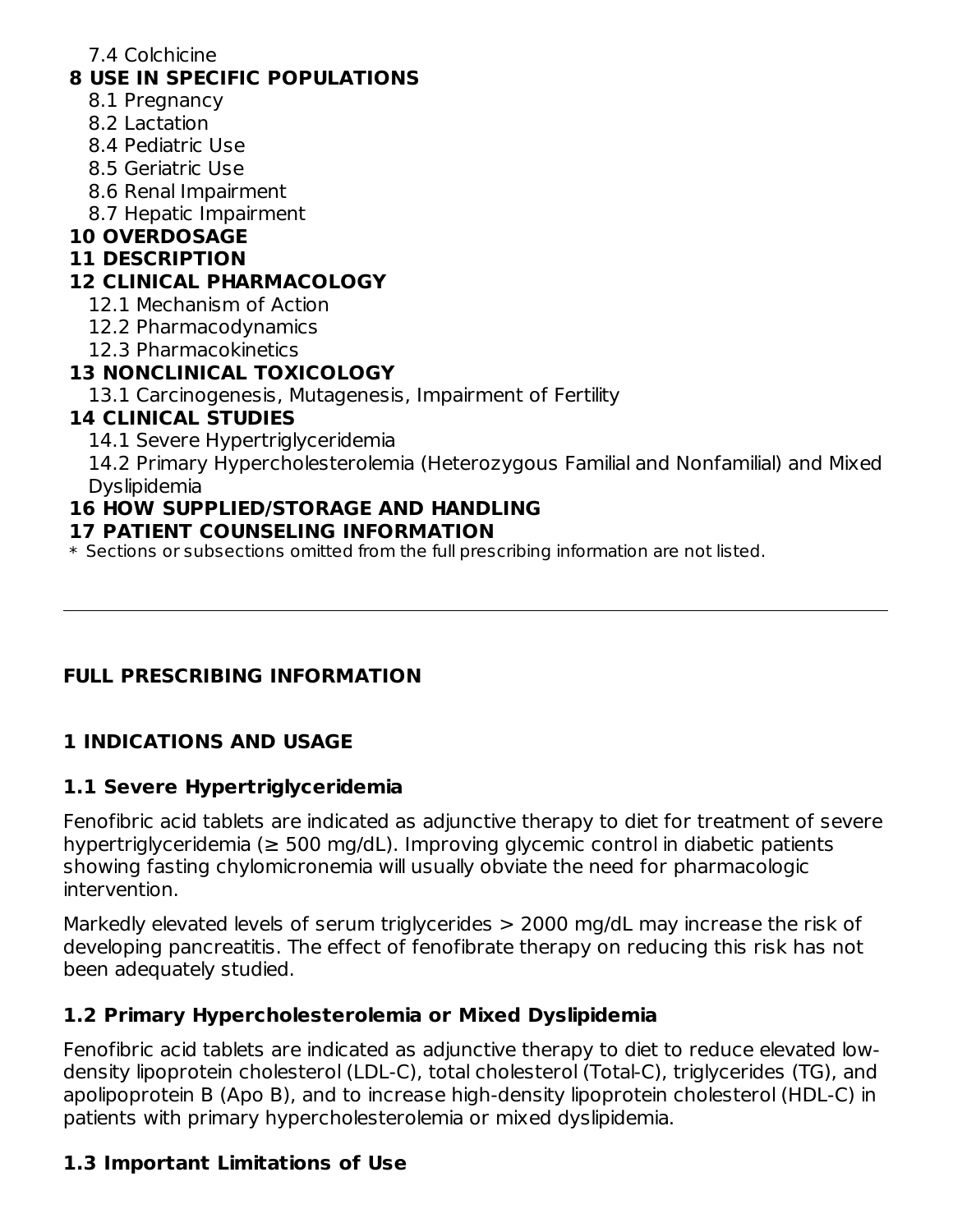7.4 Colchicine

**8 USE IN SPECIFIC POPULATIONS**

8.1 Pregnancy

8.2 Lactation

8.4 Pediatric Use

8.5 Geriatric Use

8.6 Renal Impairment

8.7 Hepatic Impairment

**10 OVERDOSAGE**

**11 DESCRIPTION**

**12 CLINICAL PHARMACOLOGY**

12.1 Mechanism of Action

12.2 Pharmacodynamics

12.3 Pharmacokinetics

**13 NONCLINICAL TOXICOLOGY**

13.1 Carcinogenesis, Mutagenesis, Impairment of Fertility

**14 CLINICAL STUDIES**

14.1 Severe Hypertriglyceridemia

14.2 Primary Hypercholesterolemia (Heterozygous Familial and Nonfamilial) and Mixed Dyslipidemia

**16 HOW SUPPLIED/STORAGE AND HANDLING**

**17 PATIENT COUNSELING INFORMATION**

* Sections or subsections omitted from the full prescribing information are not listed.

---

## FULL PRESCRIBING INFORMATION

## 1 INDICATIONS AND USAGE

### 1.1 Severe Hypertriglyceridemia

Fenofibric acid tablets are indicated as adjunctive therapy to diet for treatment of severe hypertriglyceridemia (≥ 500 mg/dL). Improving glycemic control in diabetic patients showing fasting chylomicronemia will usually obviate the need for pharmacologic intervention.

Markedly elevated levels of serum triglycerides > 2000 mg/dL may increase the risk of developing pancreatitis. The effect of fenofibrate therapy on reducing this risk has not been adequately studied.

### 1.2 Primary Hypercholesterolemia or Mixed Dyslipidemia

Fenofibric acid tablets are indicated as adjunctive therapy to diet to reduce elevated low-density lipoprotein cholesterol (LDL-C), total cholesterol (Total-C), triglycerides (TG), and apolipoprotein B (Apo B), and to increase high-density lipoprotein cholesterol (HDL-C) in patients with primary hypercholesterolemia or mixed dyslipidemia.

### 1.3 Important Limitations of Use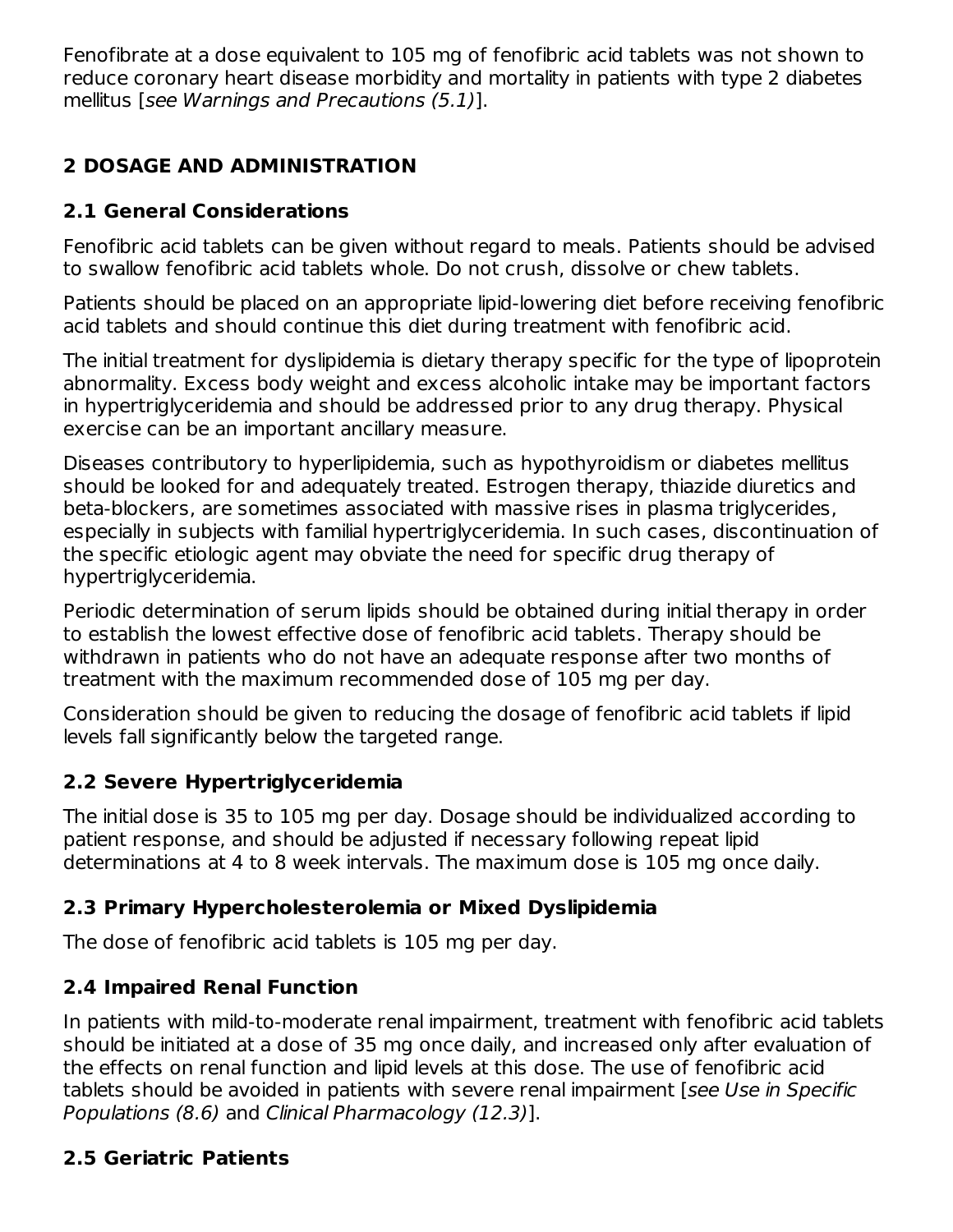Fenofibrate at a dose equivalent to 105 mg of fenofibric acid tablets was not shown to reduce coronary heart disease morbidity and mortality in patients with type 2 diabetes mellitus [*see Warnings and Precautions (5.1)*].

## 2 DOSAGE AND ADMINISTRATION

### 2.1 General Considerations

Fenofibric acid tablets can be given without regard to meals. Patients should be advised to swallow fenofibric acid tablets whole. Do not crush, dissolve or chew tablets.

Patients should be placed on an appropriate lipid-lowering diet before receiving fenofibric acid tablets and should continue this diet during treatment with fenofibric acid.

The initial treatment for dyslipidemia is dietary therapy specific for the type of lipoprotein abnormality. Excess body weight and excess alcoholic intake may be important factors in hypertriglyceridemia and should be addressed prior to any drug therapy. Physical exercise can be an important ancillary measure.

Diseases contributory to hyperlipidemia, such as hypothyroidism or diabetes mellitus should be looked for and adequately treated. Estrogen therapy, thiazide diuretics and beta-blockers, are sometimes associated with massive rises in plasma triglycerides, especially in subjects with familial hypertriglyceridemia. In such cases, discontinuation of the specific etiologic agent may obviate the need for specific drug therapy of hypertriglyceridemia.

Periodic determination of serum lipids should be obtained during initial therapy in order to establish the lowest effective dose of fenofibric acid tablets. Therapy should be withdrawn in patients who do not have an adequate response after two months of treatment with the maximum recommended dose of 105 mg per day.

Consideration should be given to reducing the dosage of fenofibric acid tablets if lipid levels fall significantly below the targeted range.

### 2.2 Severe Hypertriglyceridemia

The initial dose is 35 to 105 mg per day. Dosage should be individualized according to patient response, and should be adjusted if necessary following repeat lipid determinations at 4 to 8 week intervals. The maximum dose is 105 mg once daily.

### 2.3 Primary Hypercholesterolemia or Mixed Dyslipidemia

The dose of fenofibric acid tablets is 105 mg per day.

### 2.4 Impaired Renal Function

In patients with mild-to-moderate renal impairment, treatment with fenofibric acid tablets should be initiated at a dose of 35 mg once daily, and increased only after evaluation of the effects on renal function and lipid levels at this dose. The use of fenofibric acid tablets should be avoided in patients with severe renal impairment [*see Use in Specific Populations (8.6)* and *Clinical Pharmacology (12.3)*].

### 2.5 Geriatric Patients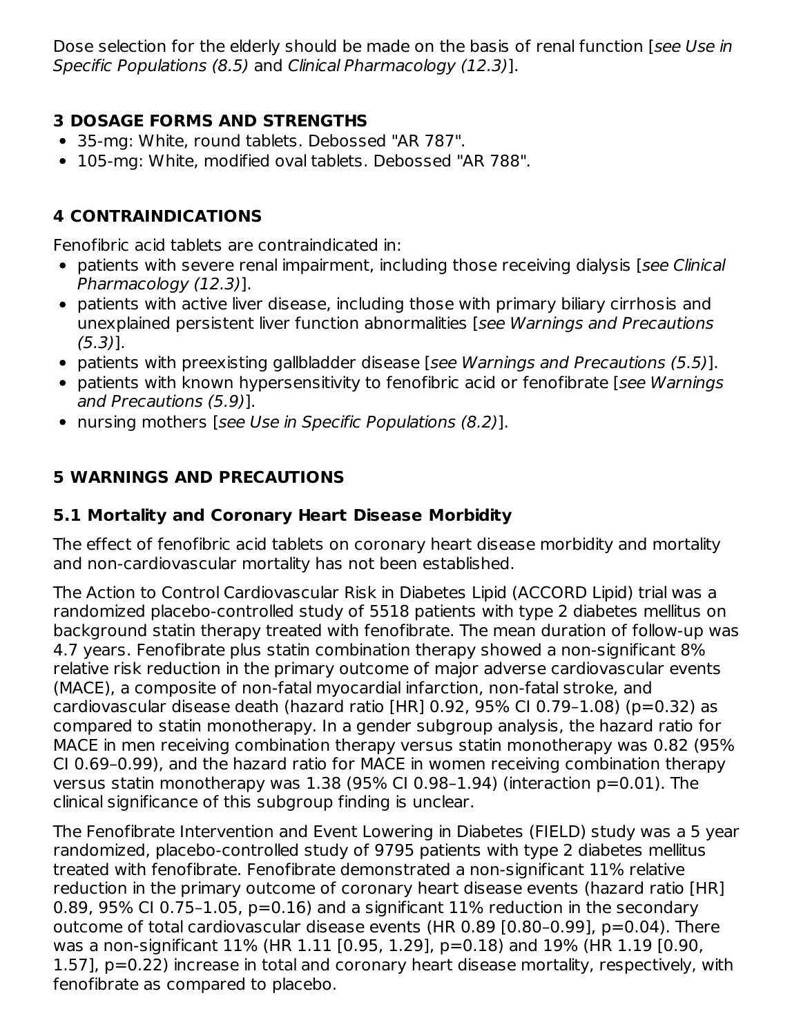Dose selection for the elderly should be made on the basis of renal function [*see Use in Specific Populations (8.5)* and *Clinical Pharmacology (12.3)*].

## 3 DOSAGE FORMS AND STRENGTHS

- 35-mg: White, round tablets. Debossed "AR 787".
- 105-mg: White, modified oval tablets. Debossed "AR 788".

## 4 CONTRAINDICATIONS

Fenofibric acid tablets are contraindicated in:

- patients with severe renal impairment, including those receiving dialysis [*see Clinical Pharmacology (12.3)*].
- patients with active liver disease, including those with primary biliary cirrhosis and unexplained persistent liver function abnormalities [*see Warnings and Precautions (5.3)*].
- patients with preexisting gallbladder disease [*see Warnings and Precautions (5.5)*].
- patients with known hypersensitivity to fenofibric acid or fenofibrate [*see Warnings and Precautions (5.9)*].
- nursing mothers [*see Use in Specific Populations (8.2)*].

## 5 WARNINGS AND PRECAUTIONS

### 5.1 Mortality and Coronary Heart Disease Morbidity

The effect of fenofibric acid tablets on coronary heart disease morbidity and mortality and non-cardiovascular mortality has not been established.

The Action to Control Cardiovascular Risk in Diabetes Lipid (ACCORD Lipid) trial was a randomized placebo-controlled study of 5518 patients with type 2 diabetes mellitus on background statin therapy treated with fenofibrate. The mean duration of follow-up was 4.7 years. Fenofibrate plus statin combination therapy showed a non-significant 8% relative risk reduction in the primary outcome of major adverse cardiovascular events (MACE), a composite of non-fatal myocardial infarction, non-fatal stroke, and cardiovascular disease death (hazard ratio [HR] 0.92, 95% CI 0.79–1.08) (p=0.32) as compared to statin monotherapy. In a gender subgroup analysis, the hazard ratio for MACE in men receiving combination therapy versus statin monotherapy was 0.82 (95% CI 0.69–0.99), and the hazard ratio for MACE in women receiving combination therapy versus statin monotherapy was 1.38 (95% CI 0.98–1.94) (interaction p=0.01). The clinical significance of this subgroup finding is unclear.

The Fenofibrate Intervention and Event Lowering in Diabetes (FIELD) study was a 5 year randomized, placebo-controlled study of 9795 patients with type 2 diabetes mellitus treated with fenofibrate. Fenofibrate demonstrated a non-significant 11% relative reduction in the primary outcome of coronary heart disease events (hazard ratio [HR] 0.89, 95% CI 0.75–1.05, p=0.16) and a significant 11% reduction in the secondary outcome of total cardiovascular disease events (HR 0.89 [0.80–0.99], p=0.04). There was a non-significant 11% (HR 1.11 [0.95, 1.29], p=0.18) and 19% (HR 1.19 [0.90, 1.57], p=0.22) increase in total and coronary heart disease mortality, respectively, with fenofibrate as compared to placebo.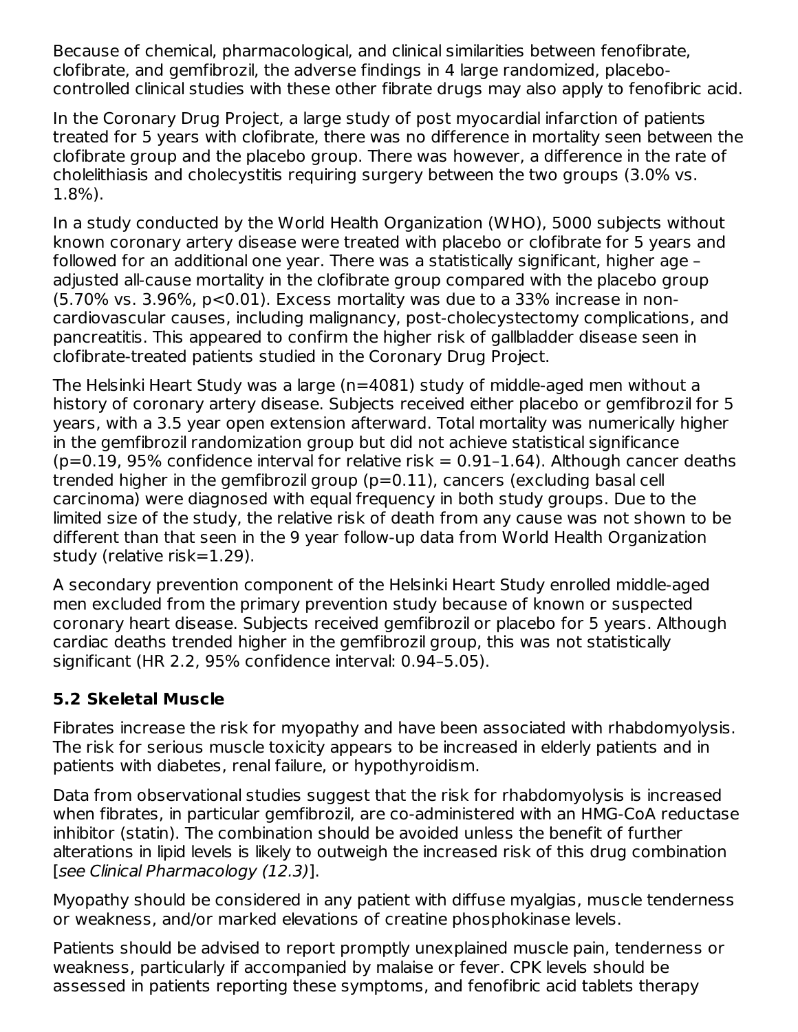Because of chemical, pharmacological, and clinical similarities between fenofibrate, clofibrate, and gemfibrozil, the adverse findings in 4 large randomized, placebo-controlled clinical studies with these other fibrate drugs may also apply to fenofibric acid.

In the Coronary Drug Project, a large study of post myocardial infarction of patients treated for 5 years with clofibrate, there was no difference in mortality seen between the clofibrate group and the placebo group. There was however, a difference in the rate of cholelithiasis and cholecystitis requiring surgery between the two groups (3.0% vs. 1.8%).

In a study conducted by the World Health Organization (WHO), 5000 subjects without known coronary artery disease were treated with placebo or clofibrate for 5 years and followed for an additional one year. There was a statistically significant, higher age – adjusted all-cause mortality in the clofibrate group compared with the placebo group (5.70% vs. 3.96%, $p<0.01$). Excess mortality was due to a 33% increase in non-cardiovascular causes, including malignancy, post-cholecystectomy complications, and pancreatitis. This appeared to confirm the higher risk of gallbladder disease seen in clofibrate-treated patients studied in the Coronary Drug Project.

The Helsinki Heart Study was a large (n=4081) study of middle-aged men without a history of coronary artery disease. Subjects received either placebo or gemfibrozil for 5 years, with a 3.5 year open extension afterward. Total mortality was numerically higher in the gemfibrozil randomization group but did not achieve statistical significance ($p=0.19$, 95% confidence interval for relative risk = 0.91–1.64). Although cancer deaths trended higher in the gemfibrozil group ($p=0.11$), cancers (excluding basal cell carcinoma) were diagnosed with equal frequency in both study groups. Due to the limited size of the study, the relative risk of death from any cause was not shown to be different than that seen in the 9 year follow-up data from World Health Organization study (relative risk=1.29).

A secondary prevention component of the Helsinki Heart Study enrolled middle-aged men excluded from the primary prevention study because of known or suspected coronary heart disease. Subjects received gemfibrozil or placebo for 5 years. Although cardiac deaths trended higher in the gemfibrozil group, this was not statistically significant (HR 2.2, 95% confidence interval: 0.94–5.05).

### 5.2 Skeletal Muscle

Fibrates increase the risk for myopathy and have been associated with rhabdomyolysis. The risk for serious muscle toxicity appears to be increased in elderly patients and in patients with diabetes, renal failure, or hypothyroidism.

Data from observational studies suggest that the risk for rhabdomyolysis is increased when fibrates, in particular gemfibrozil, are co-administered with an HMG-CoA reductase inhibitor (statin). The combination should be avoided unless the benefit of further alterations in lipid levels is likely to outweigh the increased risk of this drug combination [*see Clinical Pharmacology (12.3)*].

Myopathy should be considered in any patient with diffuse myalgias, muscle tenderness or weakness, and/or marked elevations of creatine phosphokinase levels.

Patients should be advised to report promptly unexplained muscle pain, tenderness or weakness, particularly if accompanied by malaise or fever. CPK levels should be assessed in patients reporting these symptoms, and fenofibric acid tablets therapy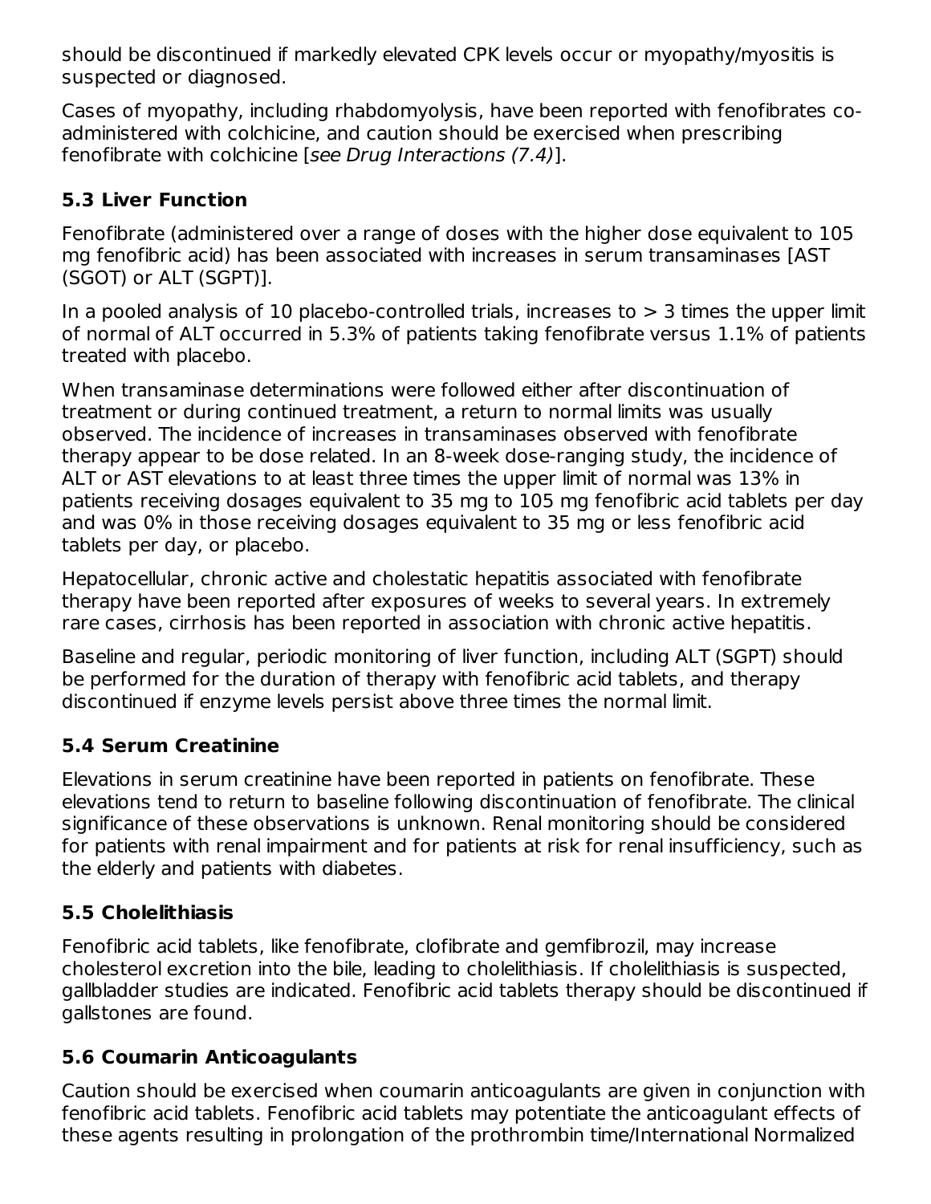should be discontinued if markedly elevated CPK levels occur or myopathy/myositis is suspected or diagnosed.

Cases of myopathy, including rhabdomyolysis, have been reported with fenofibrates co-administered with colchicine, and caution should be exercised when prescribing fenofibrate with colchicine [*see Drug Interactions (7.4)*].

### 5.3 Liver Function

Fenofibrate (administered over a range of doses with the higher dose equivalent to 105 mg fenofibric acid) has been associated with increases in serum transaminases [AST (SGOT) or ALT (SGPT)].

In a pooled analysis of 10 placebo-controlled trials, increases to > 3 times the upper limit of normal of ALT occurred in 5.3% of patients taking fenofibrate versus 1.1% of patients treated with placebo.

When transaminase determinations were followed either after discontinuation of treatment or during continued treatment, a return to normal limits was usually observed. The incidence of increases in transaminases observed with fenofibrate therapy appear to be dose related. In an 8-week dose-ranging study, the incidence of ALT or AST elevations to at least three times the upper limit of normal was 13% in patients receiving dosages equivalent to 35 mg to 105 mg fenofibric acid tablets per day and was 0% in those receiving dosages equivalent to 35 mg or less fenofibric acid tablets per day, or placebo.

Hepatocellular, chronic active and cholestatic hepatitis associated with fenofibrate therapy have been reported after exposures of weeks to several years. In extremely rare cases, cirrhosis has been reported in association with chronic active hepatitis.

Baseline and regular, periodic monitoring of liver function, including ALT (SGPT) should be performed for the duration of therapy with fenofibric acid tablets, and therapy discontinued if enzyme levels persist above three times the normal limit.

### 5.4 Serum Creatinine

Elevations in serum creatinine have been reported in patients on fenofibrate. These elevations tend to return to baseline following discontinuation of fenofibrate. The clinical significance of these observations is unknown. Renal monitoring should be considered for patients with renal impairment and for patients at risk for renal insufficiency, such as the elderly and patients with diabetes.

### 5.5 Cholelithiasis

Fenofibric acid tablets, like fenofibrate, clofibrate and gemfibrozil, may increase cholesterol excretion into the bile, leading to cholelithiasis. If cholelithiasis is suspected, gallbladder studies are indicated. Fenofibric acid tablets therapy should be discontinued if gallstones are found.

### 5.6 Coumarin Anticoagulants

Caution should be exercised when coumarin anticoagulants are given in conjunction with fenofibric acid tablets. Fenofibric acid tablets may potentiate the anticoagulant effects of these agents resulting in prolongation of the prothrombin time/International Normalized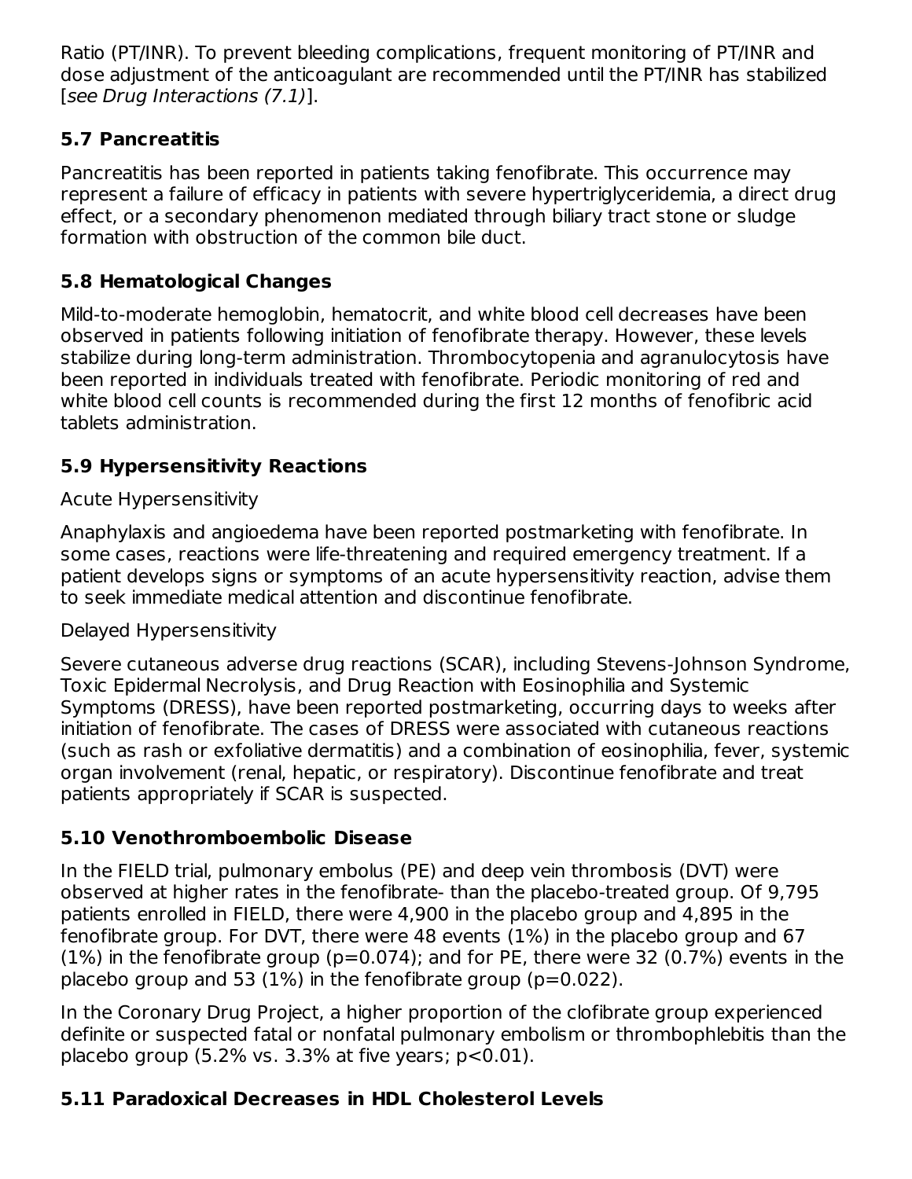Ratio (PT/INR). To prevent bleeding complications, frequent monitoring of PT/INR and dose adjustment of the anticoagulant are recommended until the PT/INR has stabilized [*see Drug Interactions (7.1)*].

### 5.7 Pancreatitis

Pancreatitis has been reported in patients taking fenofibrate. This occurrence may represent a failure of efficacy in patients with severe hypertriglyceridemia, a direct drug effect, or a secondary phenomenon mediated through biliary tract stone or sludge formation with obstruction of the common bile duct.

### 5.8 Hematological Changes

Mild-to-moderate hemoglobin, hematocrit, and white blood cell decreases have been observed in patients following initiation of fenofibrate therapy. However, these levels stabilize during long-term administration. Thrombocytopenia and agranulocytosis have been reported in individuals treated with fenofibrate. Periodic monitoring of red and white blood cell counts is recommended during the first 12 months of fenofibric acid tablets administration.

### 5.9 Hypersensitivity Reactions

Acute Hypersensitivity

Anaphylaxis and angioedema have been reported postmarketing with fenofibrate. In some cases, reactions were life-threatening and required emergency treatment. If a patient develops signs or symptoms of an acute hypersensitivity reaction, advise them to seek immediate medical attention and discontinue fenofibrate.

Delayed Hypersensitivity

Severe cutaneous adverse drug reactions (SCAR), including Stevens-Johnson Syndrome, Toxic Epidermal Necrolysis, and Drug Reaction with Eosinophilia and Systemic Symptoms (DRESS), have been reported postmarketing, occurring days to weeks after initiation of fenofibrate. The cases of DRESS were associated with cutaneous reactions (such as rash or exfoliative dermatitis) and a combination of eosinophilia, fever, systemic organ involvement (renal, hepatic, or respiratory). Discontinue fenofibrate and treat patients appropriately if SCAR is suspected.

### 5.10 Venothromboembolic Disease

In the FIELD trial, pulmonary embolus (PE) and deep vein thrombosis (DVT) were observed at higher rates in the fenofibrate- than the placebo-treated group. Of 9,795 patients enrolled in FIELD, there were 4,900 in the placebo group and 4,895 in the fenofibrate group. For DVT, there were 48 events (1%) in the placebo group and 67 (1%) in the fenofibrate group ($p=0.074$); and for PE, there were 32 (0.7%) events in the placebo group and 53 (1%) in the fenofibrate group ($p=0.022$).

In the Coronary Drug Project, a higher proportion of the clofibrate group experienced definite or suspected fatal or nonfatal pulmonary embolism or thrombophlebitis than the placebo group (5.2% vs. 3.3% at five years; $p<0.01$).

### 5.11 Paradoxical Decreases in HDL Cholesterol Levels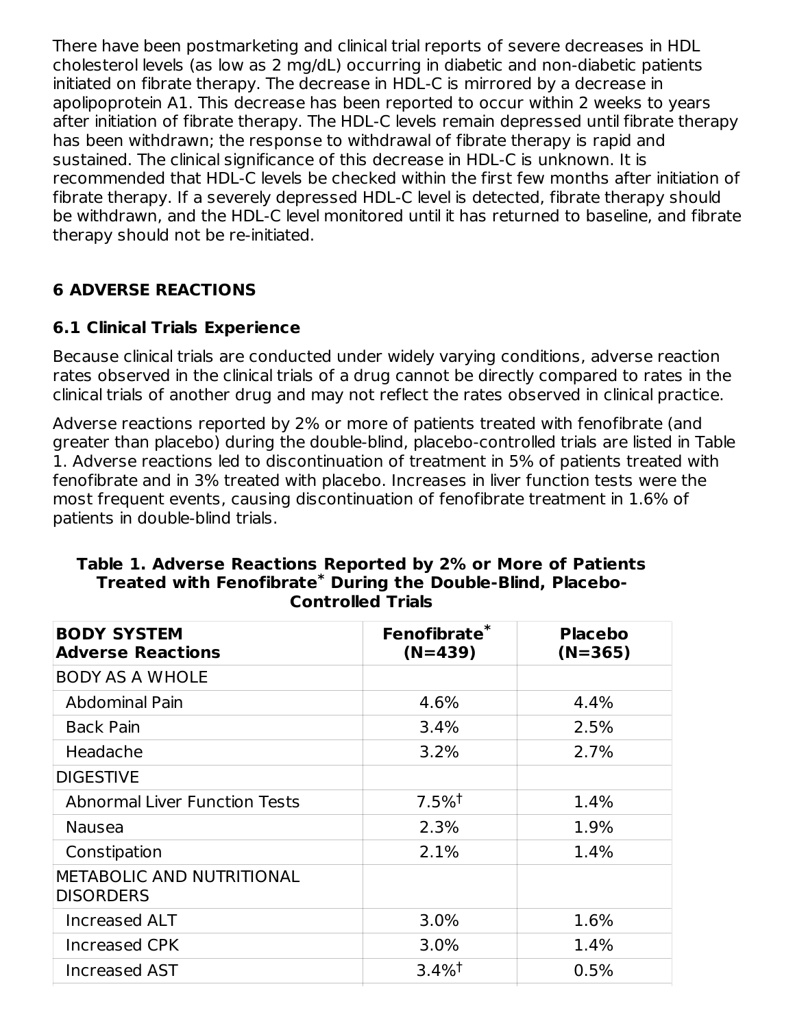There have been postmarketing and clinical trial reports of severe decreases in HDL cholesterol levels (as low as 2 mg/dL) occurring in diabetic and non-diabetic patients initiated on fibrate therapy. The decrease in HDL-C is mirrored by a decrease in apolipoprotein A1. This decrease has been reported to occur within 2 weeks to years after initiation of fibrate therapy. The HDL-C levels remain depressed until fibrate therapy has been withdrawn; the response to withdrawal of fibrate therapy is rapid and sustained. The clinical significance of this decrease in HDL-C is unknown. It is recommended that HDL-C levels be checked within the first few months after initiation of fibrate therapy. If a severely depressed HDL-C level is detected, fibrate therapy should be withdrawn, and the HDL-C level monitored until it has returned to baseline, and fibrate therapy should not be re-initiated.

## 6 ADVERSE REACTIONS

### 6.1 Clinical Trials Experience

Because clinical trials are conducted under widely varying conditions, adverse reaction rates observed in the clinical trials of a drug cannot be directly compared to rates in the clinical trials of another drug and may not reflect the rates observed in clinical practice.

Adverse reactions reported by 2% or more of patients treated with fenofibrate (and greater than placebo) during the double-blind, placebo-controlled trials are listed in Table 1. Adverse reactions led to discontinuation of treatment in 5% of patients treated with fenofibrate and in 3% treated with placebo. Increases in liver function tests were the most frequent events, causing discontinuation of fenofibrate treatment in 1.6% of patients in double-blind trials.

**Table 1. Adverse Reactions Reported by 2% or More of Patients Treated with Fenofibrate* During the Double-Blind, Placebo-Controlled Trials**

| BODY SYSTEM<br>Adverse Reactions | Fenofibrate*<br>(N=439) | Placebo<br>(N=365) |
|---|---|---|
| BODY AS A WHOLE | | |
| Abdominal Pain | 4.6% | 4.4% |
| Back Pain | 3.4% | 2.5% |
| Headache | 3.2% | 2.7% |
| DIGESTIVE | | |
| Abnormal Liver Function Tests | 7.5%† | 1.4% |
| Nausea | 2.3% | 1.9% |
| Constipation | 2.1% | 1.4% |
| METABOLIC AND NUTRITIONAL DISORDERS | | |
| Increased ALT | 3.0% | 1.6% |
| Increased CPK | 3.0% | 1.4% |
| Increased AST | 3.4%† | 0.5% |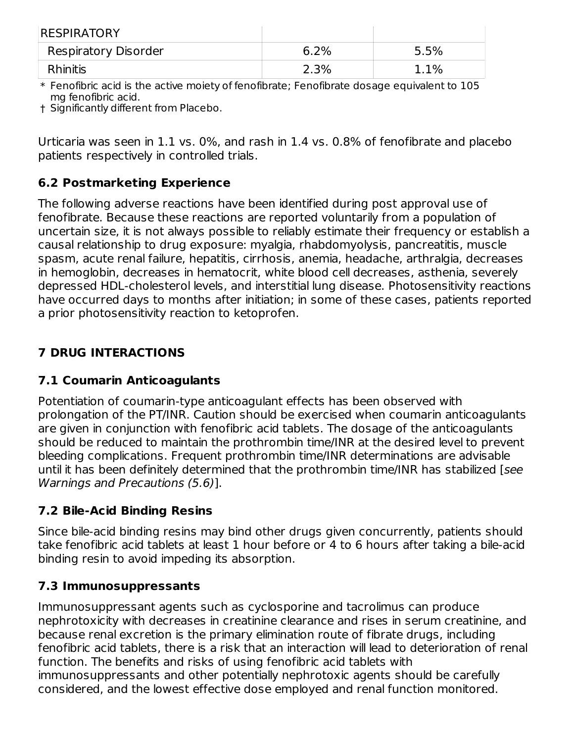| RESPIRATORY | | |
|---|---|---|
| Respiratory Disorder | 6.2% | 5.5% |
| Rhinitis | 2.3% | 1.1% |

\* Fenofibric acid is the active moiety of fenofibrate; Fenofibrate dosage equivalent to 105 mg fenofibric acid.
† Significantly different from Placebo.

Urticaria was seen in 1.1 vs. 0%, and rash in 1.4 vs. 0.8% of fenofibrate and placebo patients respectively in controlled trials.

### 6.2 Postmarketing Experience

The following adverse reactions have been identified during post approval use of fenofibrate. Because these reactions are reported voluntarily from a population of uncertain size, it is not always possible to reliably estimate their frequency or establish a causal relationship to drug exposure: myalgia, rhabdomyolysis, pancreatitis, muscle spasm, acute renal failure, hepatitis, cirrhosis, anemia, headache, arthralgia, decreases in hemoglobin, decreases in hematocrit, white blood cell decreases, asthenia, severely depressed HDL-cholesterol levels, and interstitial lung disease. Photosensitivity reactions have occurred days to months after initiation; in some of these cases, patients reported a prior photosensitivity reaction to ketoprofen.

## 7 DRUG INTERACTIONS

### 7.1 Coumarin Anticoagulants

Potentiation of coumarin-type anticoagulant effects has been observed with prolongation of the PT/INR. Caution should be exercised when coumarin anticoagulants are given in conjunction with fenofibric acid tablets. The dosage of the anticoagulants should be reduced to maintain the prothrombin time/INR at the desired level to prevent bleeding complications. Frequent prothrombin time/INR determinations are advisable until it has been definitely determined that the prothrombin time/INR has stabilized [*see Warnings and Precautions (5.6)*].

### 7.2 Bile-Acid Binding Resins

Since bile-acid binding resins may bind other drugs given concurrently, patients should take fenofibric acid tablets at least 1 hour before or 4 to 6 hours after taking a bile-acid binding resin to avoid impeding its absorption.

### 7.3 Immunosuppressants

Immunosuppressant agents such as cyclosporine and tacrolimus can produce nephrotoxicity with decreases in creatinine clearance and rises in serum creatinine, and because renal excretion is the primary elimination route of fibrate drugs, including fenofibric acid tablets, there is a risk that an interaction will lead to deterioration of renal function. The benefits and risks of using fenofibric acid tablets with immunosuppressants and other potentially nephrotoxic agents should be carefully considered, and the lowest effective dose employed and renal function monitored.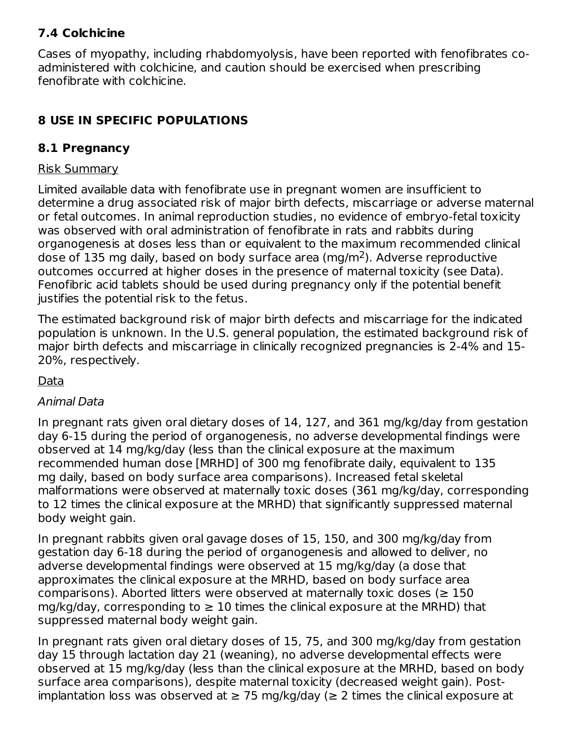### 7.4 Colchicine

Cases of myopathy, including rhabdomyolysis, have been reported with fenofibrates co-administered with colchicine, and caution should be exercised when prescribing fenofibrate with colchicine.

## 8 USE IN SPECIFIC POPULATIONS

### 8.1 Pregnancy

Risk Summary

Limited available data with fenofibrate use in pregnant women are insufficient to determine a drug associated risk of major birth defects, miscarriage or adverse maternal or fetal outcomes. In animal reproduction studies, no evidence of embryo-fetal toxicity was observed with oral administration of fenofibrate in rats and rabbits during organogenesis at doses less than or equivalent to the maximum recommended clinical dose of 135 mg daily, based on body surface area (mg/m$^2$). Adverse reproductive outcomes occurred at higher doses in the presence of maternal toxicity (see Data). Fenofibric acid tablets should be used during pregnancy only if the potential benefit justifies the potential risk to the fetus.

The estimated background risk of major birth defects and miscarriage for the indicated population is unknown. In the U.S. general population, the estimated background risk of major birth defects and miscarriage in clinically recognized pregnancies is 2-4% and 15-20%, respectively.

Data

*Animal Data*

In pregnant rats given oral dietary doses of 14, 127, and 361 mg/kg/day from gestation day 6-15 during the period of organogenesis, no adverse developmental findings were observed at 14 mg/kg/day (less than the clinical exposure at the maximum recommended human dose [MRHD] of 300 mg fenofibrate daily, equivalent to 135 mg daily, based on body surface area comparisons). Increased fetal skeletal malformations were observed at maternally toxic doses (361 mg/kg/day, corresponding to 12 times the clinical exposure at the MRHD) that significantly suppressed maternal body weight gain.

In pregnant rabbits given oral gavage doses of 15, 150, and 300 mg/kg/day from gestation day 6-18 during the period of organogenesis and allowed to deliver, no adverse developmental findings were observed at 15 mg/kg/day (a dose that approximates the clinical exposure at the MRHD, based on body surface area comparisons). Aborted litters were observed at maternally toxic doses (≥ 150 mg/kg/day, corresponding to ≥ 10 times the clinical exposure at the MRHD) that suppressed maternal body weight gain.

In pregnant rats given oral dietary doses of 15, 75, and 300 mg/kg/day from gestation day 15 through lactation day 21 (weaning), no adverse developmental effects were observed at 15 mg/kg/day (less than the clinical exposure at the MRHD, based on body surface area comparisons), despite maternal toxicity (decreased weight gain). Post-implantation loss was observed at ≥ 75 mg/kg/day (≥ 2 times the clinical exposure at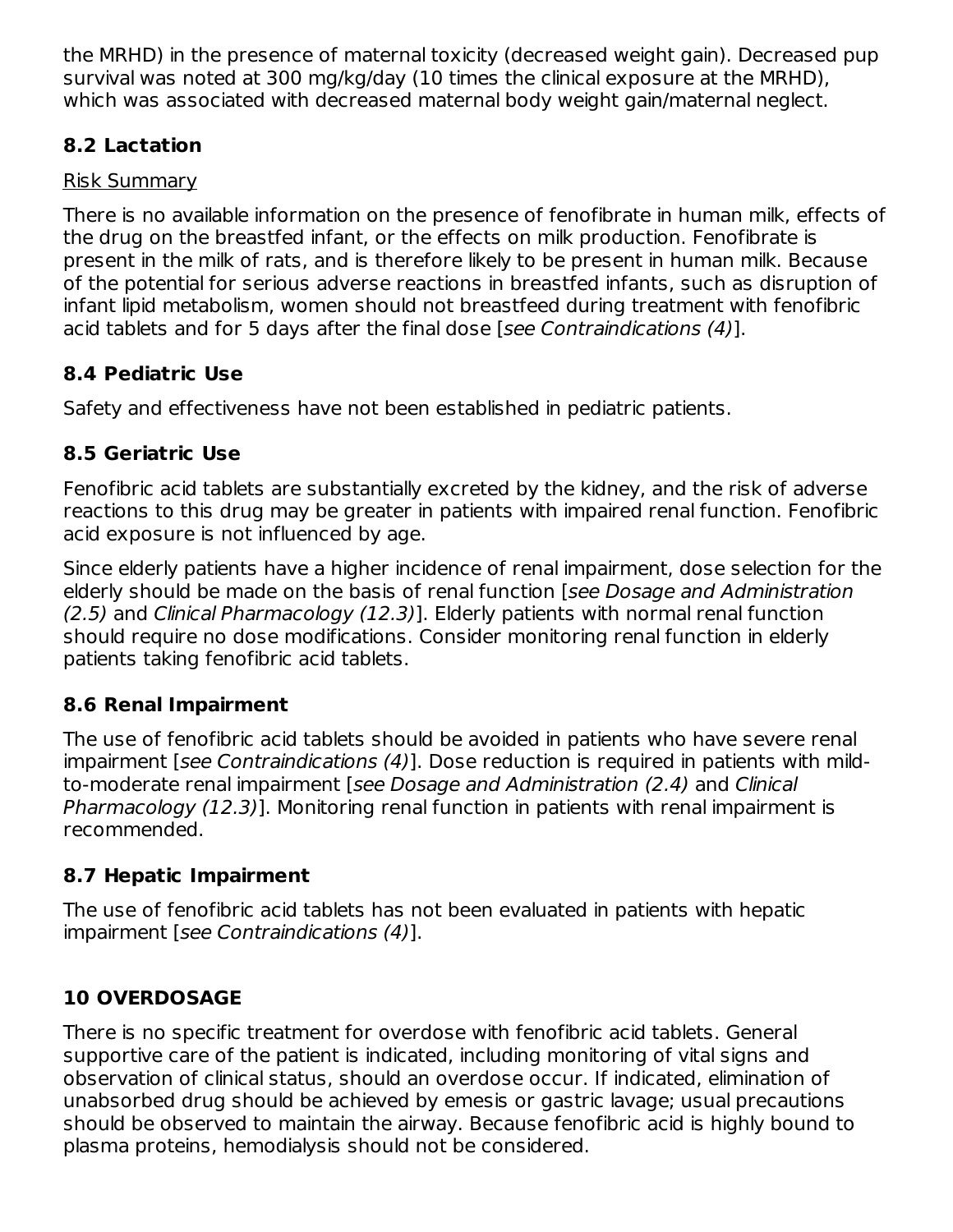the MRHD) in the presence of maternal toxicity (decreased weight gain). Decreased pup survival was noted at 300 mg/kg/day (10 times the clinical exposure at the MRHD), which was associated with decreased maternal body weight gain/maternal neglect.

### 8.2 Lactation

Risk Summary

There is no available information on the presence of fenofibrate in human milk, effects of the drug on the breastfed infant, or the effects on milk production. Fenofibrate is present in the milk of rats, and is therefore likely to be present in human milk. Because of the potential for serious adverse reactions in breastfed infants, such as disruption of infant lipid metabolism, women should not breastfeed during treatment with fenofibric acid tablets and for 5 days after the final dose [*see Contraindications (4)*].

### 8.4 Pediatric Use

Safety and effectiveness have not been established in pediatric patients.

### 8.5 Geriatric Use

Fenofibric acid tablets are substantially excreted by the kidney, and the risk of adverse reactions to this drug may be greater in patients with impaired renal function. Fenofibric acid exposure is not influenced by age.

Since elderly patients have a higher incidence of renal impairment, dose selection for the elderly should be made on the basis of renal function [*see Dosage and Administration (2.5)* and *Clinical Pharmacology (12.3)*]. Elderly patients with normal renal function should require no dose modifications. Consider monitoring renal function in elderly patients taking fenofibric acid tablets.

### 8.6 Renal Impairment

The use of fenofibric acid tablets should be avoided in patients who have severe renal impairment [*see Contraindications (4)*]. Dose reduction is required in patients with mild-to-moderate renal impairment [*see Dosage and Administration (2.4)* and *Clinical Pharmacology (12.3)*]. Monitoring renal function in patients with renal impairment is recommended.

### 8.7 Hepatic Impairment

The use of fenofibric acid tablets has not been evaluated in patients with hepatic impairment [*see Contraindications (4)*].

## 10 OVERDOSAGE

There is no specific treatment for overdose with fenofibric acid tablets. General supportive care of the patient is indicated, including monitoring of vital signs and observation of clinical status, should an overdose occur. If indicated, elimination of unabsorbed drug should be achieved by emesis or gastric lavage; usual precautions should be observed to maintain the airway. Because fenofibric acid is highly bound to plasma proteins, hemodialysis should not be considered.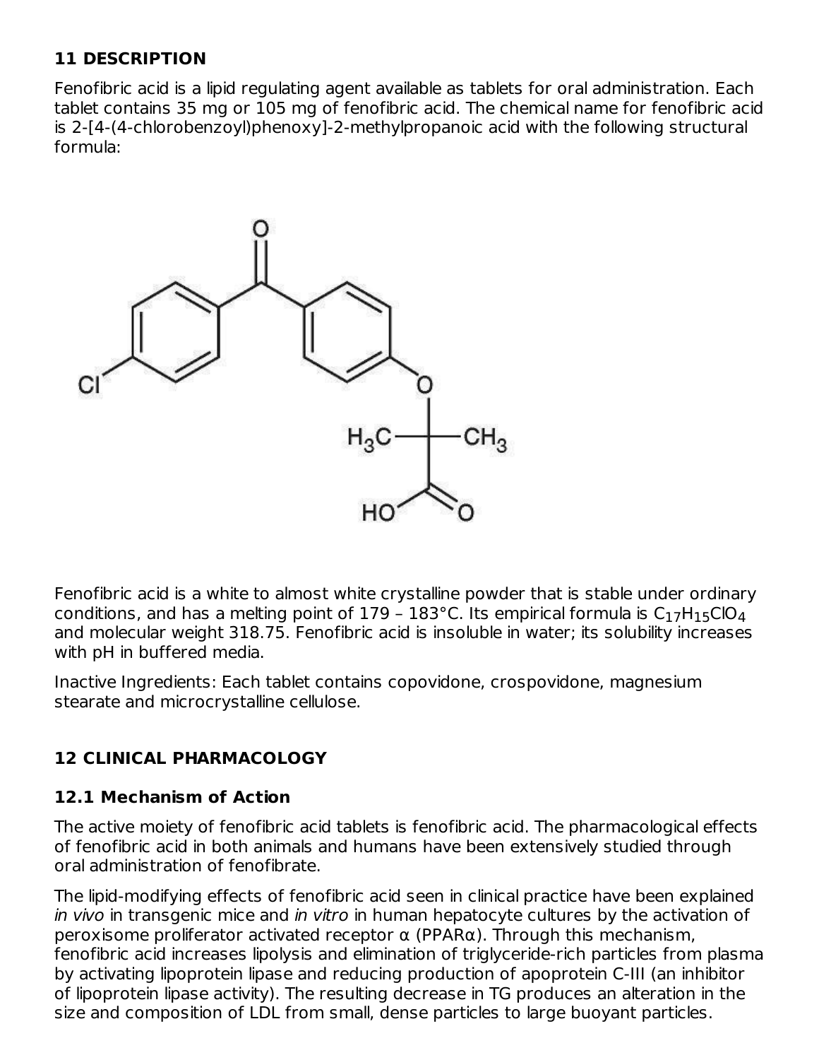## 11 DESCRIPTION

Fenofibric acid is a lipid regulating agent available as tablets for oral administration. Each tablet contains 35 mg or 105 mg of fenofibric acid. The chemical name for fenofibric acid is 2-[4-(4-chlorobenzoyl)phenoxy]-2-methylpropanoic acid with the following structural formula:

Fenofibric acid is a white to almost white crystalline powder that is stable under ordinary conditions, and has a melting point of 179 – 183°C. Its empirical formula is $C_{17}H_{15}ClO_4$ and molecular weight 318.75. Fenofibric acid is insoluble in water; its solubility increases with pH in buffered media.

Inactive Ingredients: Each tablet contains copovidone, crospovidone, magnesium stearate and microcrystalline cellulose.

## 12 CLINICAL PHARMACOLOGY

### 12.1 Mechanism of Action

The active moiety of fenofibric acid tablets is fenofibric acid. The pharmacological effects of fenofibric acid in both animals and humans have been extensively studied through oral administration of fenofibrate.

The lipid-modifying effects of fenofibric acid seen in clinical practice have been explained *in vivo* in transgenic mice and *in vitro* in human hepatocyte cultures by the activation of peroxisome proliferator activated receptor α (PPARα). Through this mechanism, fenofibric acid increases lipolysis and elimination of triglyceride-rich particles from plasma by activating lipoprotein lipase and reducing production of apoprotein C-III (an inhibitor of lipoprotein lipase activity). The resulting decrease in TG produces an alteration in the size and composition of LDL from small, dense particles to large buoyant particles.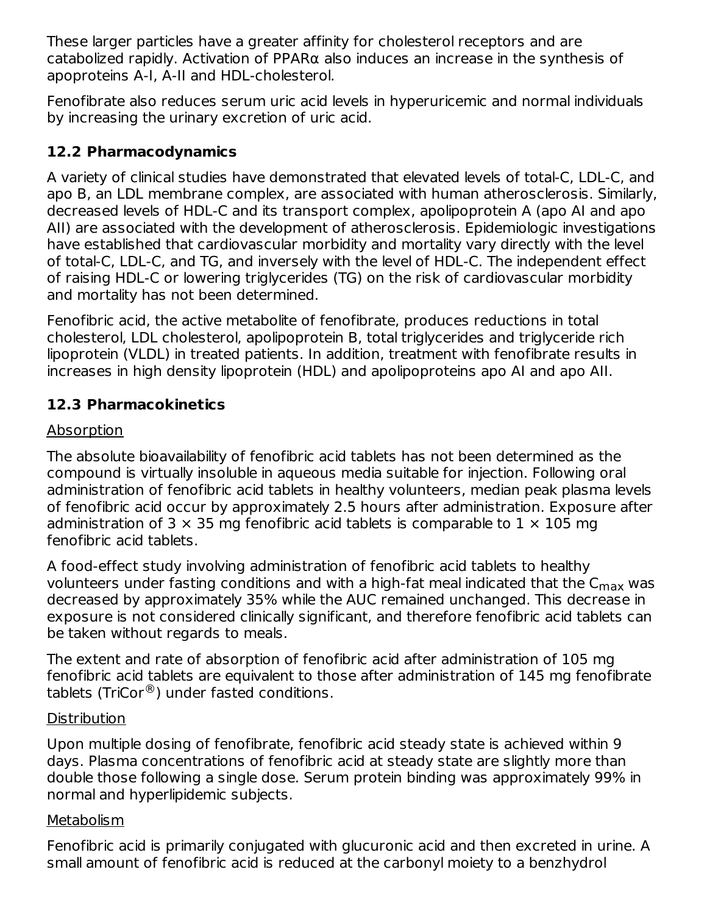These larger particles have a greater affinity for cholesterol receptors and are catabolized rapidly. Activation of PPARα also induces an increase in the synthesis of apoproteins A-I, A-II and HDL-cholesterol.

Fenofibrate also reduces serum uric acid levels in hyperuricemic and normal individuals by increasing the urinary excretion of uric acid.

## 12.2 Pharmacodynamics

A variety of clinical studies have demonstrated that elevated levels of total-C, LDL-C, and apo B, an LDL membrane complex, are associated with human atherosclerosis. Similarly, decreased levels of HDL-C and its transport complex, apolipoprotein A (apo AI and apo AII) are associated with the development of atherosclerosis. Epidemiologic investigations have established that cardiovascular morbidity and mortality vary directly with the level of total-C, LDL-C, and TG, and inversely with the level of HDL-C. The independent effect of raising HDL-C or lowering triglycerides (TG) on the risk of cardiovascular morbidity and mortality has not been determined.

Fenofibric acid, the active metabolite of fenofibrate, produces reductions in total cholesterol, LDL cholesterol, apolipoprotein B, total triglycerides and triglyceride rich lipoprotein (VLDL) in treated patients. In addition, treatment with fenofibrate results in increases in high density lipoprotein (HDL) and apolipoproteins apo AI and apo AII.

## 12.3 Pharmacokinetics

Absorption

The absolute bioavailability of fenofibric acid tablets has not been determined as the compound is virtually insoluble in aqueous media suitable for injection. Following oral administration of fenofibric acid tablets in healthy volunteers, median peak plasma levels of fenofibric acid occur by approximately 2.5 hours after administration. Exposure after administration of 3 × 35 mg fenofibric acid tablets is comparable to 1 × 105 mg fenofibric acid tablets.

A food-effect study involving administration of fenofibric acid tablets to healthy volunteers under fasting conditions and with a high-fat meal indicated that the $C_{max}$ was decreased by approximately 35% while the AUC remained unchanged. This decrease in exposure is not considered clinically significant, and therefore fenofibric acid tablets can be taken without regards to meals.

The extent and rate of absorption of fenofibric acid after administration of 105 mg fenofibric acid tablets are equivalent to those after administration of 145 mg fenofibrate tablets (TriCor®) under fasted conditions.

Distribution

Upon multiple dosing of fenofibrate, fenofibric acid steady state is achieved within 9 days. Plasma concentrations of fenofibric acid at steady state are slightly more than double those following a single dose. Serum protein binding was approximately 99% in normal and hyperlipidemic subjects.

Metabolism

Fenofibric acid is primarily conjugated with glucuronic acid and then excreted in urine. A small amount of fenofibric acid is reduced at the carbonyl moiety to a benzhydrol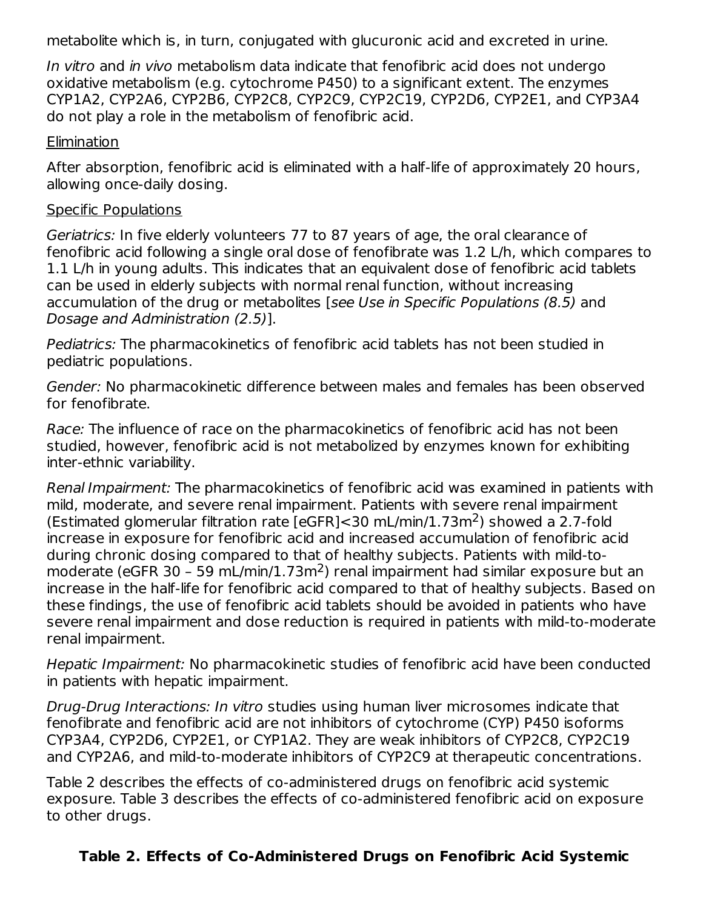metabolite which is, in turn, conjugated with glucuronic acid and excreted in urine.

*In vitro* and *in vivo* metabolism data indicate that fenofibric acid does not undergo oxidative metabolism (e.g. cytochrome P450) to a significant extent. The enzymes CYP1A2, CYP2A6, CYP2B6, CYP2C8, CYP2C9, CYP2C19, CYP2D6, CYP2E1, and CYP3A4 do not play a role in the metabolism of fenofibric acid.

Elimination

After absorption, fenofibric acid is eliminated with a half-life of approximately 20 hours, allowing once-daily dosing.

Specific Populations

*Geriatrics:* In five elderly volunteers 77 to 87 years of age, the oral clearance of fenofibric acid following a single oral dose of fenofibrate was 1.2 L/h, which compares to 1.1 L/h in young adults. This indicates that an equivalent dose of fenofibric acid tablets can be used in elderly subjects with normal renal function, without increasing accumulation of the drug or metabolites [*see Use in Specific Populations (8.5)* and *Dosage and Administration (2.5)*].

*Pediatrics:* The pharmacokinetics of fenofibric acid tablets has not been studied in pediatric populations.

*Gender:* No pharmacokinetic difference between males and females has been observed for fenofibrate.

*Race:* The influence of race on the pharmacokinetics of fenofibric acid has not been studied, however, fenofibric acid is not metabolized by enzymes known for exhibiting inter-ethnic variability.

*Renal Impairment:* The pharmacokinetics of fenofibric acid was examined in patients with mild, moderate, and severe renal impairment. Patients with severe renal impairment (Estimated glomerular filtration rate [eGFR]<30 mL/min/1.73m$^2$) showed a 2.7-fold increase in exposure for fenofibric acid and increased accumulation of fenofibric acid during chronic dosing compared to that of healthy subjects. Patients with mild-to-moderate (eGFR 30 – 59 mL/min/1.73m$^2$) renal impairment had similar exposure but an increase in the half-life for fenofibric acid compared to that of healthy subjects. Based on these findings, the use of fenofibric acid tablets should be avoided in patients who have severe renal impairment and dose reduction is required in patients with mild-to-moderate renal impairment.

*Hepatic Impairment:* No pharmacokinetic studies of fenofibric acid have been conducted in patients with hepatic impairment.

*Drug-Drug Interactions: In vitro* studies using human liver microsomes indicate that fenofibrate and fenofibric acid are not inhibitors of cytochrome (CYP) P450 isoforms CYP3A4, CYP2D6, CYP2E1, or CYP1A2. They are weak inhibitors of CYP2C8, CYP2C19 and CYP2A6, and mild-to-moderate inhibitors of CYP2C9 at therapeutic concentrations.

Table 2 describes the effects of co-administered drugs on fenofibric acid systemic exposure. Table 3 describes the effects of co-administered fenofibric acid on exposure to other drugs.

**Table 2. Effects of Co-Administered Drugs on Fenofibric Acid Systemic**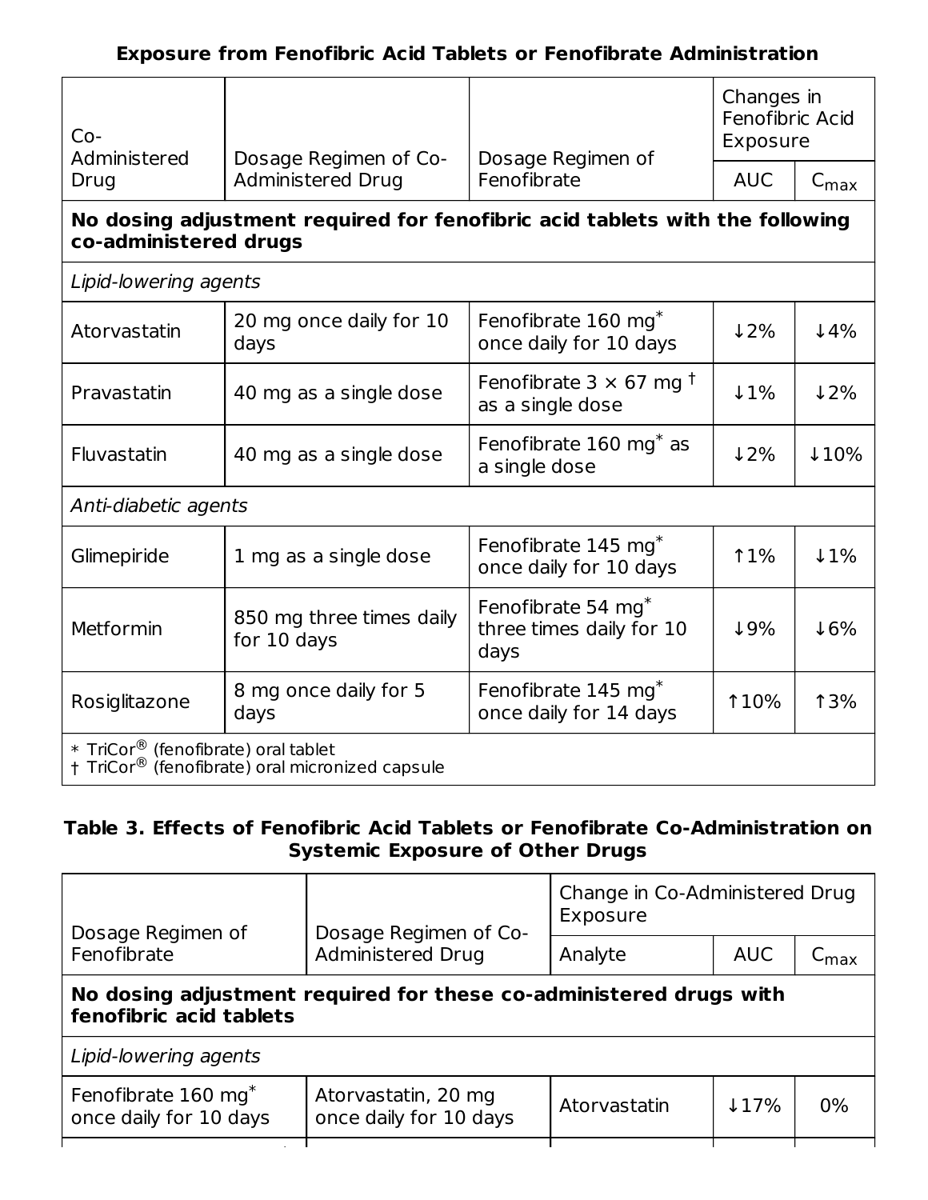**Exposure from Fenofibric Acid Tablets or Fenofibrate Administration**

| Co-Administered Drug | Dosage Regimen of Co-Administered Drug | Dosage Regimen of Fenofibrate | Changes in Fenofibric Acid Exposure | |
|---|---|---|---|---|
| | | | AUC | $C_{max}$ |
| **No dosing adjustment required for fenofibric acid tablets with the following co-administered drugs** | | | | |
| *Lipid-lowering agents* | | | | |
| Atorvastatin | 20 mg once daily for 10 days | Fenofibrate 160 mg* once daily for 10 days | ↓2% | ↓4% |
| Pravastatin | 40 mg as a single dose | Fenofibrate 3 × 67 mg † as a single dose | ↓1% | ↓2% |
| Fluvastatin | 40 mg as a single dose | Fenofibrate 160 mg* as a single dose | ↓2% | ↓10% |
| *Anti-diabetic agents* | | | | |
| Glimepiride | 1 mg as a single dose | Fenofibrate 145 mg* once daily for 10 days | ↑1% | ↓1% |
| Metformin | 850 mg three times daily for 10 days | Fenofibrate 54 mg* three times daily for 10 days | ↓9% | ↓6% |
| Rosiglitazone | 8 mg once daily for 5 days | Fenofibrate 145 mg* once daily for 14 days | ↑10% | ↑3% |

\* TriCor® (fenofibrate) oral tablet
† TriCor® (fenofibrate) oral micronized capsule

**Table 3. Effects of Fenofibric Acid Tablets or Fenofibrate Co-Administration on Systemic Exposure of Other Drugs**

| Dosage Regimen of Fenofibrate | Dosage Regimen of Co-Administered Drug | Change in Co-Administered Drug Exposure | | |
|---|---|---|---|---|
| | | Analyte | AUC | $C_{max}$ |
| **No dosing adjustment required for these co-administered drugs with fenofibric acid tablets** | | | | |
| *Lipid-lowering agents* | | | | |
| Fenofibrate 160 mg* once daily for 10 days | Atorvastatin, 20 mg once daily for 10 days | Atorvastatin | ↓17% | 0% |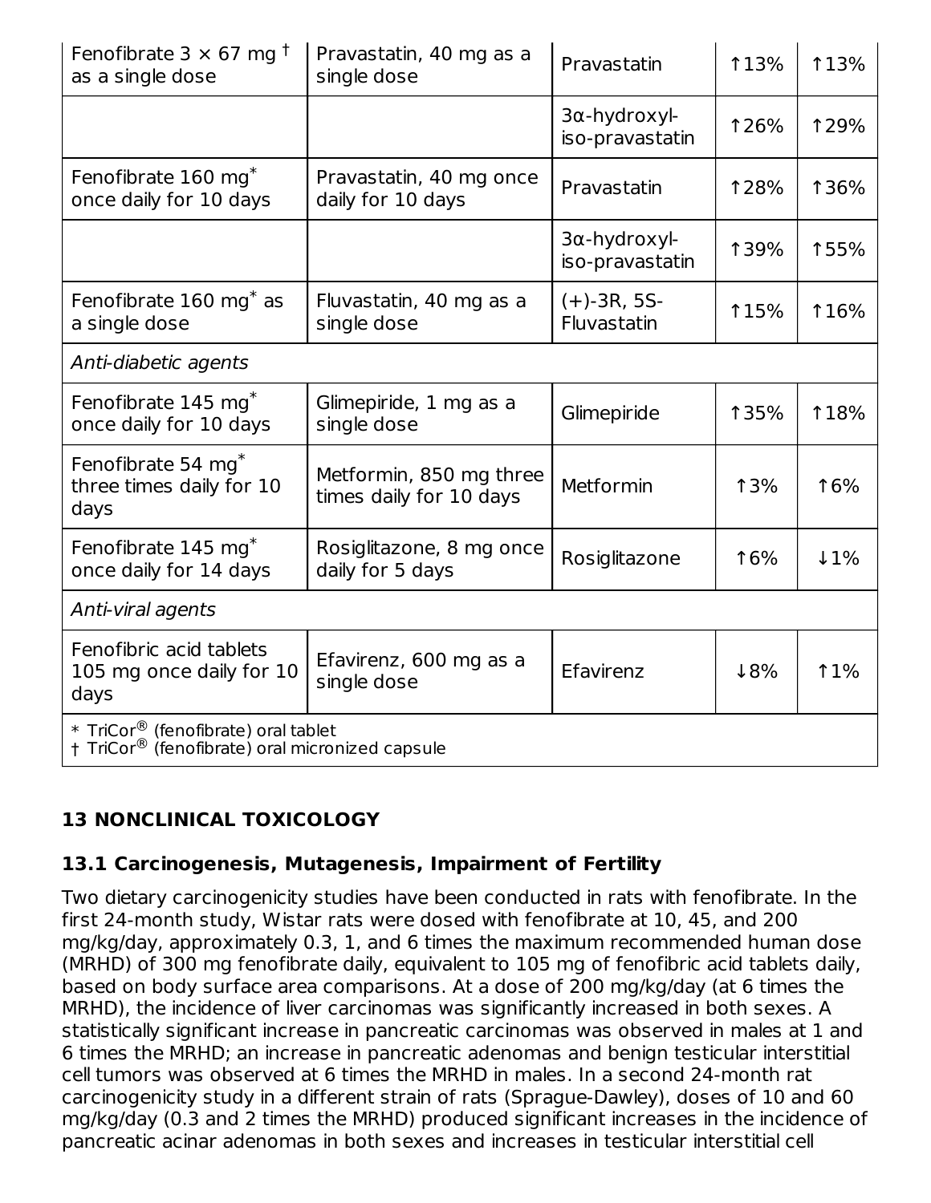| | | | | |
|---|---|---|---|---|
| Fenofibrate 3 × 67 mg † as a single dose | Pravastatin, 40 mg as a single dose | Pravastatin | ↑13% | ↑13% |
| | | 3α-hydroxyl-iso-pravastatin | ↑26% | ↑29% |
| Fenofibrate 160 mg* once daily for 10 days | Pravastatin, 40 mg once daily for 10 days | Pravastatin | ↑28% | ↑36% |
| | | 3α-hydroxyl-iso-pravastatin | ↑39% | ↑55% |
| Fenofibrate 160 mg* as a single dose | Fluvastatin, 40 mg as a single dose | (+)-3R, 5S-Fluvastatin | ↑15% | ↑16% |
| *Anti-diabetic agents* | | | | |
| Fenofibrate 145 mg* once daily for 10 days | Glimepiride, 1 mg as a single dose | Glimepiride | ↑35% | ↑18% |
| Fenofibrate 54 mg* three times daily for 10 days | Metformin, 850 mg three times daily for 10 days | Metformin | ↑3% | ↑6% |
| Fenofibrate 145 mg* once daily for 14 days | Rosiglitazone, 8 mg once daily for 5 days | Rosiglitazone | ↑6% | ↓1% |
| *Anti-viral agents* | | | | |
| Fenofibric acid tablets 105 mg once daily for 10 days | Efavirenz, 600 mg as a single dose | Efavirenz | ↓8% | ↑1% |

* TriCor® (fenofibrate) oral tablet
† TriCor® (fenofibrate) oral micronized capsule

## 13 NONCLINICAL TOXICOLOGY

### 13.1 Carcinogenesis, Mutagenesis, Impairment of Fertility

Two dietary carcinogenicity studies have been conducted in rats with fenofibrate. In the first 24-month study, Wistar rats were dosed with fenofibrate at 10, 45, and 200 mg/kg/day, approximately 0.3, 1, and 6 times the maximum recommended human dose (MRHD) of 300 mg fenofibrate daily, equivalent to 105 mg of fenofibric acid tablets daily, based on body surface area comparisons. At a dose of 200 mg/kg/day (at 6 times the MRHD), the incidence of liver carcinomas was significantly increased in both sexes. A statistically significant increase in pancreatic carcinomas was observed in males at 1 and 6 times the MRHD; an increase in pancreatic adenomas and benign testicular interstitial cell tumors was observed at 6 times the MRHD in males. In a second 24-month rat carcinogenicity study in a different strain of rats (Sprague-Dawley), doses of 10 and 60 mg/kg/day (0.3 and 2 times the MRHD) produced significant increases in the incidence of pancreatic acinar adenomas in both sexes and increases in testicular interstitial cell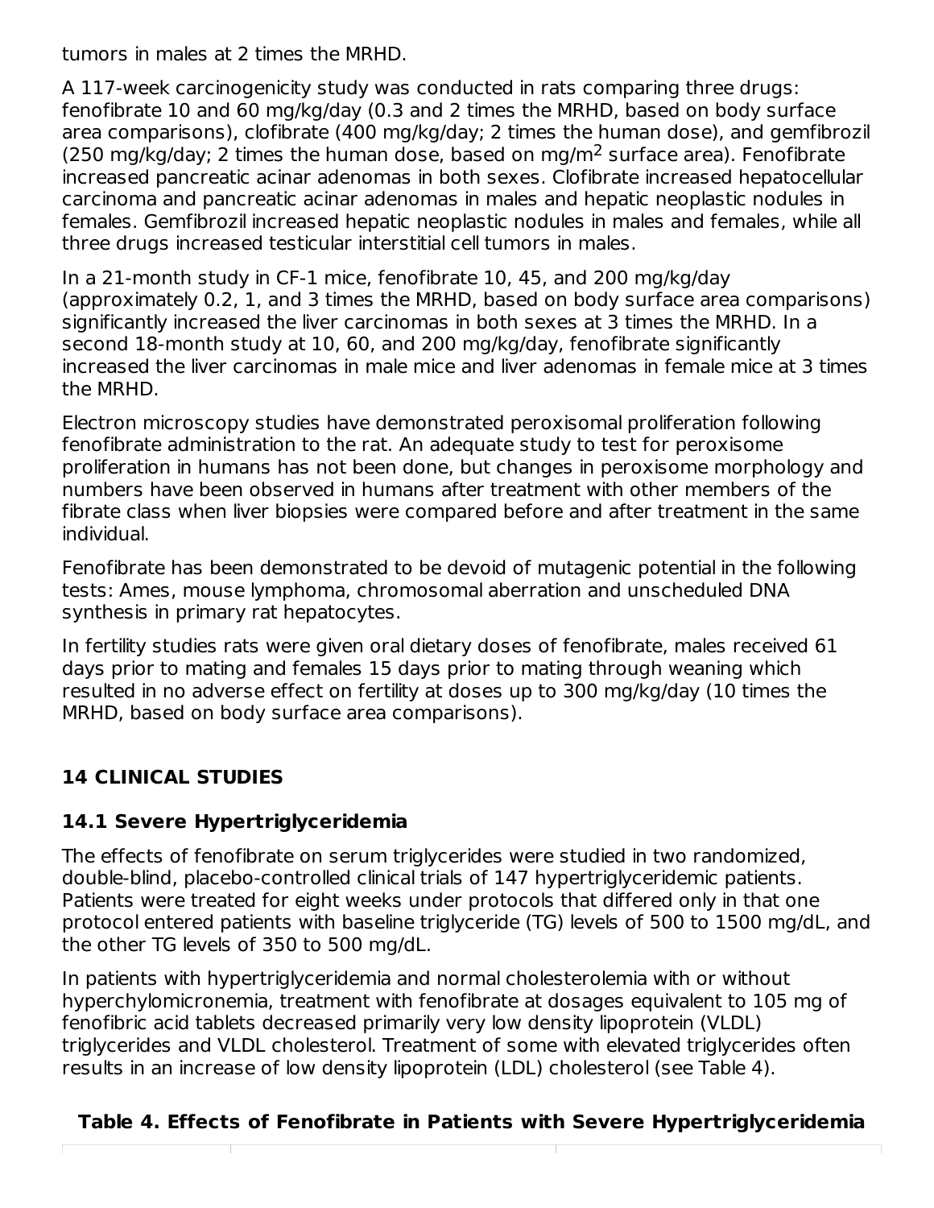tumors in males at 2 times the MRHD.

A 117-week carcinogenicity study was conducted in rats comparing three drugs: fenofibrate 10 and 60 mg/kg/day (0.3 and 2 times the MRHD, based on body surface area comparisons), clofibrate (400 mg/kg/day; 2 times the human dose), and gemfibrozil (250 mg/kg/day; 2 times the human dose, based on mg/m$^2$ surface area). Fenofibrate increased pancreatic acinar adenomas in both sexes. Clofibrate increased hepatocellular carcinoma and pancreatic acinar adenomas in males and hepatic neoplastic nodules in females. Gemfibrozil increased hepatic neoplastic nodules in males and females, while all three drugs increased testicular interstitial cell tumors in males.

In a 21-month study in CF-1 mice, fenofibrate 10, 45, and 200 mg/kg/day (approximately 0.2, 1, and 3 times the MRHD, based on body surface area comparisons) significantly increased the liver carcinomas in both sexes at 3 times the MRHD. In a second 18-month study at 10, 60, and 200 mg/kg/day, fenofibrate significantly increased the liver carcinomas in male mice and liver adenomas in female mice at 3 times the MRHD.

Electron microscopy studies have demonstrated peroxisomal proliferation following fenofibrate administration to the rat. An adequate study to test for peroxisome proliferation in humans has not been done, but changes in peroxisome morphology and numbers have been observed in humans after treatment with other members of the fibrate class when liver biopsies were compared before and after treatment in the same individual.

Fenofibrate has been demonstrated to be devoid of mutagenic potential in the following tests: Ames, mouse lymphoma, chromosomal aberration and unscheduled DNA synthesis in primary rat hepatocytes.

In fertility studies rats were given oral dietary doses of fenofibrate, males received 61 days prior to mating and females 15 days prior to mating through weaning which resulted in no adverse effect on fertility at doses up to 300 mg/kg/day (10 times the MRHD, based on body surface area comparisons).

## 14 CLINICAL STUDIES

### 14.1 Severe Hypertriglyceridemia

The effects of fenofibrate on serum triglycerides were studied in two randomized, double-blind, placebo-controlled clinical trials of 147 hypertriglyceridemic patients. Patients were treated for eight weeks under protocols that differed only in that one protocol entered patients with baseline triglyceride (TG) levels of 500 to 1500 mg/dL, and the other TG levels of 350 to 500 mg/dL.

In patients with hypertriglyceridemia and normal cholesterolemia with or without hyperchylomicronemia, treatment with fenofibrate at dosages equivalent to 105 mg of fenofibric acid tablets decreased primarily very low density lipoprotein (VLDL) triglycerides and VLDL cholesterol. Treatment of some with elevated triglycerides often results in an increase of low density lipoprotein (LDL) cholesterol (see Table 4).

**Table 4. Effects of Fenofibrate in Patients with Severe Hypertriglyceridemia**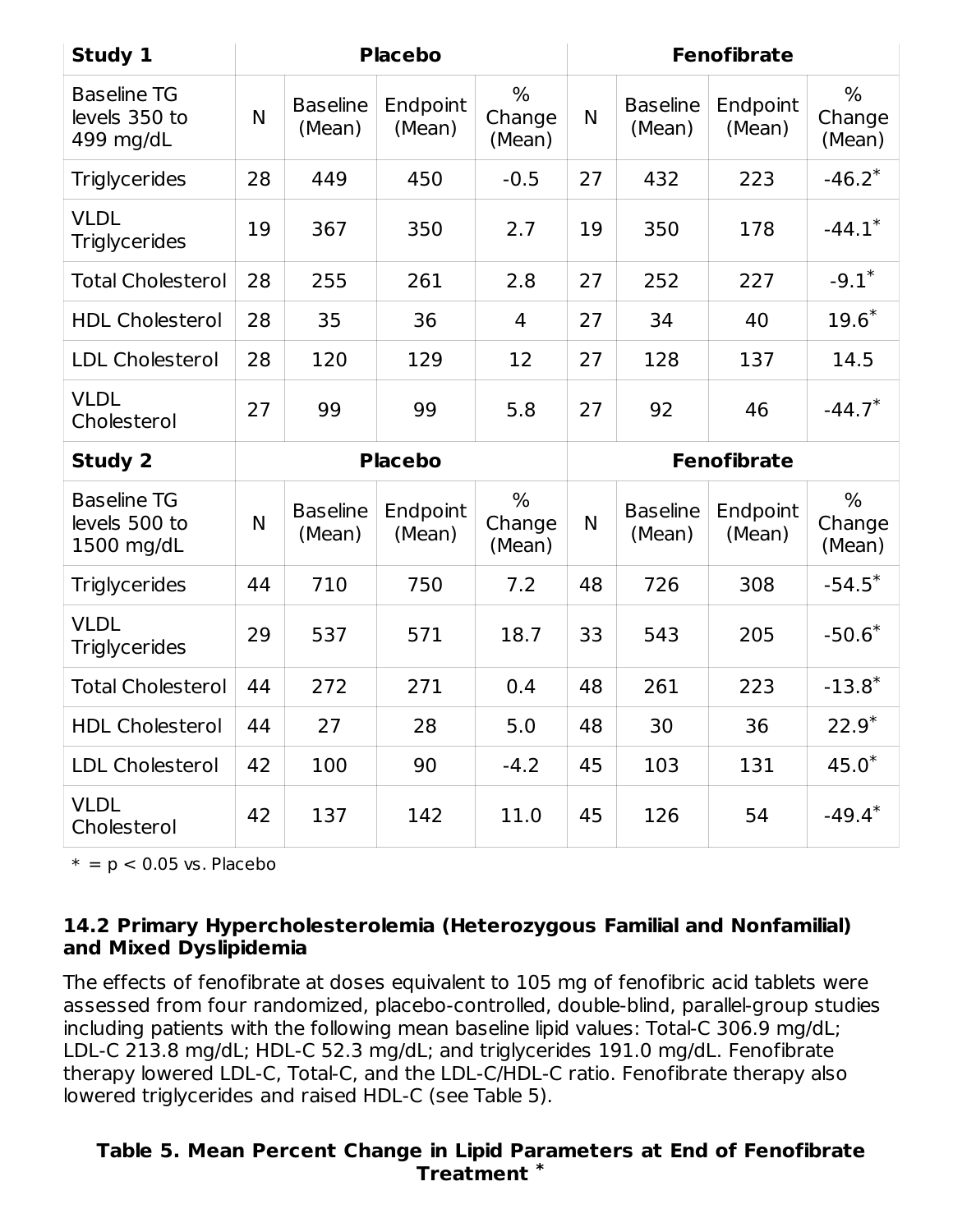| Study 1 | Placebo | | | | Fenofibrate | | | |
|---|---|---|---|---|---|---|---|---|
| Baseline TG levels 350 to 499 mg/dL | N | Baseline (Mean) | Endpoint (Mean) | % Change (Mean) | N | Baseline (Mean) | Endpoint (Mean) | % Change (Mean) |
| Triglycerides | 28 | 449 | 450 | -0.5 | 27 | 432 | 223 | -46.2* |
| VLDL Triglycerides | 19 | 367 | 350 | 2.7 | 19 | 350 | 178 | -44.1* |
| Total Cholesterol | 28 | 255 | 261 | 2.8 | 27 | 252 | 227 | -9.1* |
| HDL Cholesterol | 28 | 35 | 36 | 4 | 27 | 34 | 40 | 19.6* |
| LDL Cholesterol | 28 | 120 | 129 | 12 | 27 | 128 | 137 | 14.5 |
| VLDL Cholesterol | 27 | 99 | 99 | 5.8 | 27 | 92 | 46 | -44.7* |
| **Study 2** | **Placebo** | | | | **Fenofibrate** | | | |
| Baseline TG levels 500 to 1500 mg/dL | N | Baseline (Mean) | Endpoint (Mean) | % Change (Mean) | N | Baseline (Mean) | Endpoint (Mean) | % Change (Mean) |
| Triglycerides | 44 | 710 | 750 | 7.2 | 48 | 726 | 308 | -54.5* |
| VLDL Triglycerides | 29 | 537 | 571 | 18.7 | 33 | 543 | 205 | -50.6* |
| Total Cholesterol | 44 | 272 | 271 | 0.4 | 48 | 261 | 223 | -13.8* |
| HDL Cholesterol | 44 | 27 | 28 | 5.0 | 48 | 30 | 36 | 22.9* |
| LDL Cholesterol | 42 | 100 | 90 | -4.2 | 45 | 103 | 131 | 45.0* |
| VLDL Cholesterol | 42 | 137 | 142 | 11.0 | 45 | 126 | 54 | -49.4* |

* = $p < 0.05$ vs. Placebo

### 14.2 Primary Hypercholesterolemia (Heterozygous Familial and Nonfamilial) and Mixed Dyslipidemia

The effects of fenofibrate at doses equivalent to 105 mg of fenofibric acid tablets were assessed from four randomized, placebo-controlled, double-blind, parallel-group studies including patients with the following mean baseline lipid values: Total-C 306.9 mg/dL; LDL-C 213.8 mg/dL; HDL-C 52.3 mg/dL; and triglycerides 191.0 mg/dL. Fenofibrate therapy lowered LDL-C, Total-C, and the LDL-C/HDL-C ratio. Fenofibrate therapy also lowered triglycerides and raised HDL-C (see Table 5).

**Table 5. Mean Percent Change in Lipid Parameters at End of Fenofibrate Treatment ***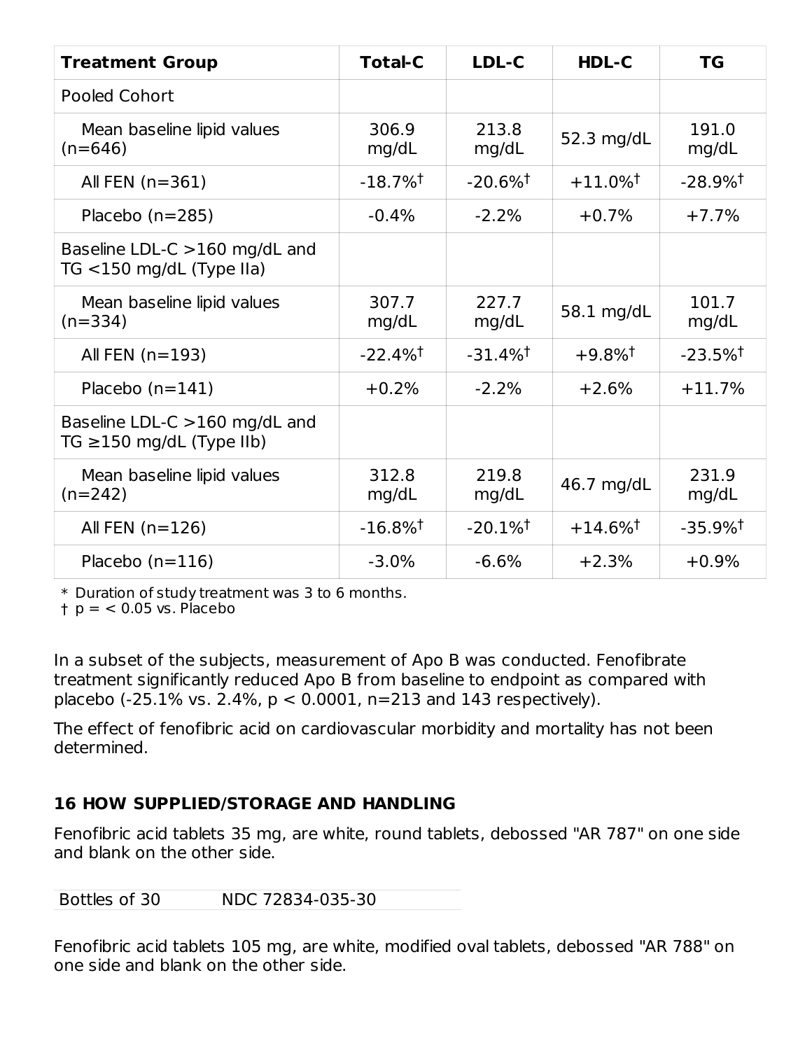| Treatment Group | Total-C | LDL-C | HDL-C | TG |
| --- | --- | --- | --- | --- |
| Pooled Cohort | | | | |
| Mean baseline lipid values (n=646) | 306.9 mg/dL | 213.8 mg/dL | 52.3 mg/dL | 191.0 mg/dL |
| All FEN (n=361) | -18.7%† | -20.6%† | +11.0%† | -28.9%† |
| Placebo (n=285) | -0.4% | -2.2% | +0.7% | +7.7% |
| Baseline LDL-C >160 mg/dL and TG <150 mg/dL (Type IIa) | | | | |
| Mean baseline lipid values (n=334) | 307.7 mg/dL | 227.7 mg/dL | 58.1 mg/dL | 101.7 mg/dL |
| All FEN (n=193) | -22.4%† | -31.4%† | +9.8%† | -23.5%† |
| Placebo (n=141) | +0.2% | -2.2% | +2.6% | +11.7% |
| Baseline LDL-C >160 mg/dL and TG ≥150 mg/dL (Type IIb) | | | | |
| Mean baseline lipid values (n=242) | 312.8 mg/dL | 219.8 mg/dL | 46.7 mg/dL | 231.9 mg/dL |
| All FEN (n=126) | -16.8%† | -20.1%† | +14.6%† | -35.9%† |
| Placebo (n=116) | -3.0% | -6.6% | +2.3% | +0.9% |

\* Duration of study treatment was 3 to 6 months.
† p = < 0.05 vs. Placebo

In a subset of the subjects, measurement of Apo B was conducted. Fenofibrate treatment significantly reduced Apo B from baseline to endpoint as compared with placebo (-25.1% vs. 2.4%, $p < 0.0001$, n=213 and 143 respectively).

The effect of fenofibric acid on cardiovascular morbidity and mortality has not been determined.

## 16 HOW SUPPLIED/STORAGE AND HANDLING

Fenofibric acid tablets 35 mg, are white, round tablets, debossed "AR 787" on one side and blank on the other side.

| Bottles of 30 | NDC 72834-035-30 |
| --- | --- |

Fenofibric acid tablets 105 mg, are white, modified oval tablets, debossed "AR 788" on one side and blank on the other side.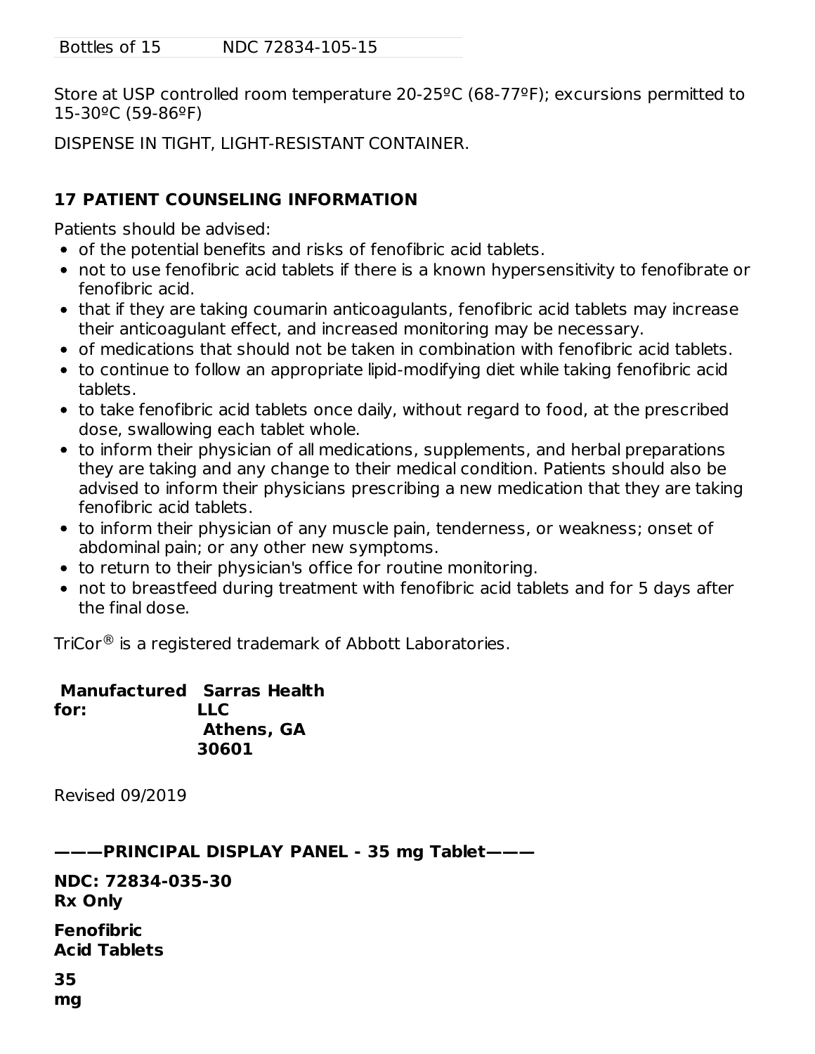| Bottles of 15 | NDC 72834-105-15 |
| --- | --- |

Store at USP controlled room temperature 20-25ºC (68-77ºF); excursions permitted to 15-30ºC (59-86ºF)

DISPENSE IN TIGHT, LIGHT-RESISTANT CONTAINER.

## 17 PATIENT COUNSELING INFORMATION

Patients should be advised:

- of the potential benefits and risks of fenofibric acid tablets.
- not to use fenofibric acid tablets if there is a known hypersensitivity to fenofibrate or fenofibric acid.
- that if they are taking coumarin anticoagulants, fenofibric acid tablets may increase their anticoagulant effect, and increased monitoring may be necessary.
- of medications that should not be taken in combination with fenofibric acid tablets.
- to continue to follow an appropriate lipid-modifying diet while taking fenofibric acid tablets.
- to take fenofibric acid tablets once daily, without regard to food, at the prescribed dose, swallowing each tablet whole.
- to inform their physician of all medications, supplements, and herbal preparations they are taking and any change to their medical condition. Patients should also be advised to inform their physicians prescribing a new medication that they are taking fenofibric acid tablets.
- to inform their physician of any muscle pain, tenderness, or weakness; onset of abdominal pain; or any other new symptoms.
- to return to their physician's office for routine monitoring.
- not to breastfeed during treatment with fenofibric acid tablets and for 5 days after the final dose.

TriCor® is a registered trademark of Abbott Laboratories.

**Manufactured for:** **Sarras Health LLC Athens, GA 30601**

Revised 09/2019

**———PRINCIPAL DISPLAY PANEL - 35 mg Tablet———**

**NDC: 72834-035-30**
**Rx Only**

**Fenofibric Acid Tablets**

**35 mg**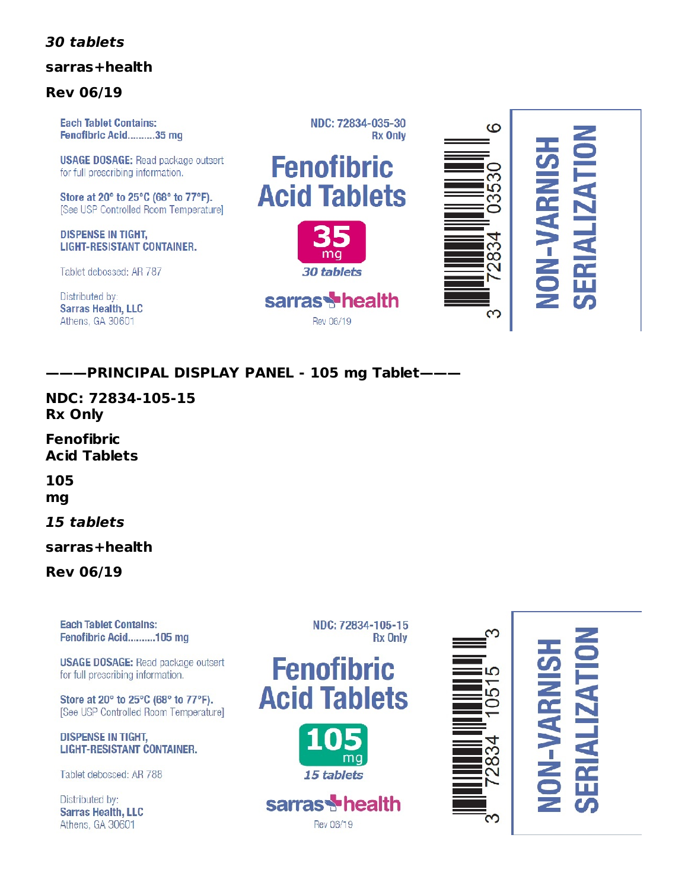*30 tablets*

**sarras+health**

**Rev 06/19**

Each Tablet Contains:
Fenofibric Acid..........35 mg

USAGE DOSAGE: Read package outsert for full prescribing information.

Store at 20° to 25°C (68° to 77°F).
[See USP Controlled Room Temperature]

DISPENSE IN TIGHT, LIGHT-RESISTANT CONTAINER.

Tablet debossed: AR 787

Distributed by:
Sarras Health, LLC
Athens, GA 30601

NDC: 72834-035-30
Rx Only

Fenofibric Acid Tablets

35 mg

*30 tablets*

sarras+health

Rev 06/19

3 72834 03530 6

NON-VARNISH SERIALIZATION

**———PRINCIPAL DISPLAY PANEL - 105 mg Tablet———**

**NDC: 72834-105-15**
**Rx Only**

**Fenofibric**
**Acid Tablets**

**105**
**mg**

***15 tablets***

**sarras+health**

**Rev 06/19**

Each Tablet Contains:
Fenofibric Acid..........105 mg

USAGE DOSAGE: Read package outsert for full prescribing information.

Store at 20° to 25°C (68° to 77°F).
[See USP Controlled Room Temperature]

DISPENSE IN TIGHT, LIGHT-RESISTANT CONTAINER.

Tablet debossed: AR 788

Distributed by:
Sarras Health, LLC
Athens, GA 30601

NDC: 72834-105-15
Rx Only

Fenofibric Acid Tablets

105 mg

*15 tablets*

sarras+health

Rev 06/19

3 72834 10515 3

NON-VARNISH SERIALIZATION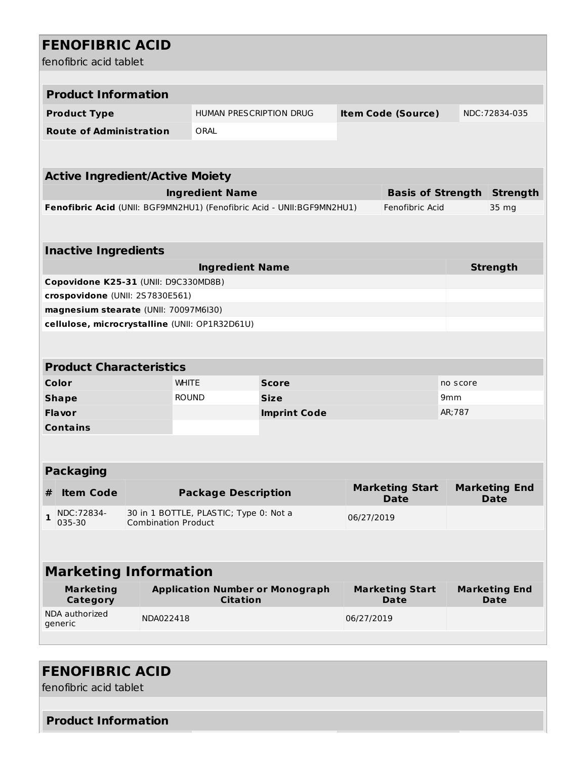# FENOFIBRIC ACID

fenofibric acid tablet

| Product Information | | | |
|---|---|---|---|
| **Product Type** | HUMAN PRESCRIPTION DRUG | **Item Code (Source)** | NDC:72834-035 |
| **Route of Administration** | ORAL | | |

| Active Ingredient/Active Moiety | | |
|---|---|---|
| **Ingredient Name** | **Basis of Strength** | **Strength** |
| **Fenofibric Acid** (UNII: BGF9MN2HU1) (Fenofibric Acid - UNII:BGF9MN2HU1) | Fenofibric Acid | 35 mg |

| Inactive Ingredients | |
|---|---|
| **Ingredient Name** | **Strength** |
| **Copovidone K25-31** (UNII: D9C330MD8B) | |
| **crospovidone** (UNII: 2S7830E561) | |
| **magnesium stearate** (UNII: 70097M6I30) | |
| **cellulose, microcrystalline** (UNII: OP1R32D61U) | |

| Product Characteristics | | | |
|---|---|---|---|
| **Color** | WHITE | **Score** | no score |
| **Shape** | ROUND | **Size** | 9mm |
| **Flavor** | | **Imprint Code** | AR;787 |
| **Contains** | | | |

| Packaging | | | | |
|---|---|---|---|---|
| **#** | **Item Code** | **Package Description** | **Marketing Start Date** | **Marketing End Date** |
| **1** | NDC:72834-035-30 | 30 in 1 BOTTLE, PLASTIC; Type 0: Not a Combination Product | 06/27/2019 | |

| Marketing Information | | | |
|---|---|---|---|
| **Marketing Category** | **Application Number or Monograph Citation** | **Marketing Start Date** | **Marketing End Date** |
| NDA authorized generic | NDA022418 | 06/27/2019 | |

# FENOFIBRIC ACID

fenofibric acid tablet

| Product Information |
|---|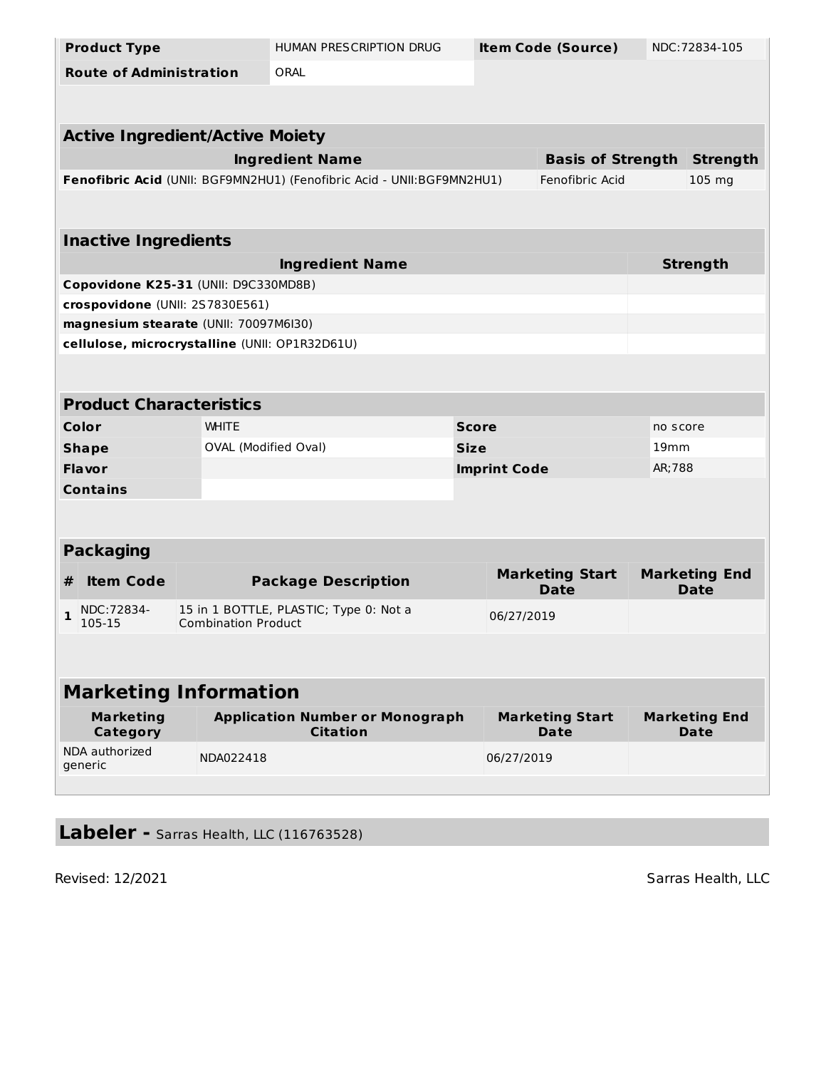| | | | |
|---|---|---|---|
| **Product Type** | HUMAN PRESCRIPTION DRUG | **Item Code (Source)** | NDC:72834-105 |
| **Route of Administration** | ORAL | | |

| **Active Ingredient/Active Moiety** | | |
|---|---|---|
| **Ingredient Name** | **Basis of Strength** | **Strength** |
| **Fenofibric Acid** (UNII: BGF9MN2HU1) (Fenofibric Acid - UNII:BGF9MN2HU1) | Fenofibric Acid | 105 mg |

| **Inactive Ingredients** | |
|---|---|
| **Ingredient Name** | **Strength** |
| **Copovidone K25-31** (UNII: D9C330MD8B) | |
| **crospovidone** (UNII: 2S7830E561) | |
| **magnesium stearate** (UNII: 70097M6I30) | |
| **cellulose, microcrystalline** (UNII: OP1R32D61U) | |

| **Product Characteristics** | | | |
|---|---|---|---|
| **Color** | WHITE | **Score** | no score |
| **Shape** | OVAL (Modified Oval) | **Size** | 19mm |
| **Flavor** | | **Imprint Code** | AR;788 |
| **Contains** | | | |

| **Packaging** | | | | |
|---|---|---|---|---|
| **#** | **Item Code** | **Package Description** | **Marketing Start Date** | **Marketing End Date** |
| **1** | NDC:72834-105-15 | 15 in 1 BOTTLE, PLASTIC; Type 0: Not a Combination Product | 06/27/2019 | |

| **Marketing Information** | | | |
|---|---|---|---|
| **Marketing Category** | **Application Number or Monograph Citation** | **Marketing Start Date** | **Marketing End Date** |
| NDA authorized generic | NDA022418 | 06/27/2019 | |

## Labeler - Sarras Health, LLC (116763528)

Revised: 12/2021

Sarras Health, LLC